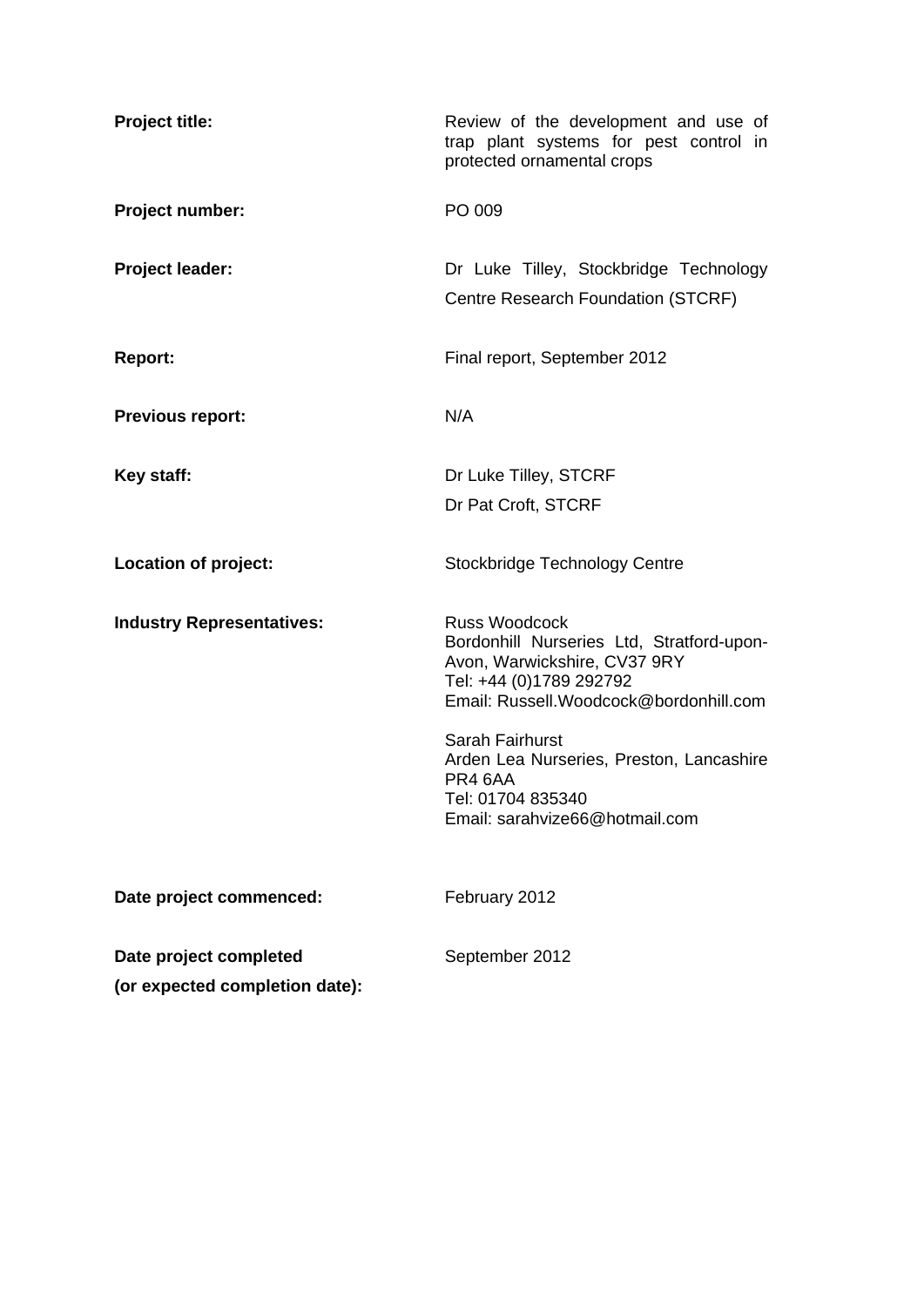| | |
|---|---|
| **Project title:** | Review of the development and use of trap plant systems for pest control in protected ornamental crops |
| **Project number:** | PO 009 |
| **Project leader:** | Dr Luke Tilley, Stockbridge Technology Centre Research Foundation (STCRF) |
| **Report:** | Final report, September 2012 |
| **Previous report:** | N/A |
| **Key staff:** | Dr Luke Tilley, STCRF<br>Dr Pat Croft, STCRF |
| **Location of project:** | Stockbridge Technology Centre |
| **Industry Representatives:** | Russ Woodcock<br>Bordonhill Nurseries Ltd, Stratford-upon-Avon, Warwickshire, CV37 9RY<br>Tel: +44 (0)1789 292792<br>Email: Russell.Woodcock@bordonhill.com<br><br>Sarah Fairhurst<br>Arden Lea Nurseries, Preston, Lancashire PR4 6AA<br>Tel: 01704 835340<br>Email: sarahvize66@hotmail.com |
| **Date project commenced:** | February 2012 |
| **Date project completed (or expected completion date):** | September 2012 |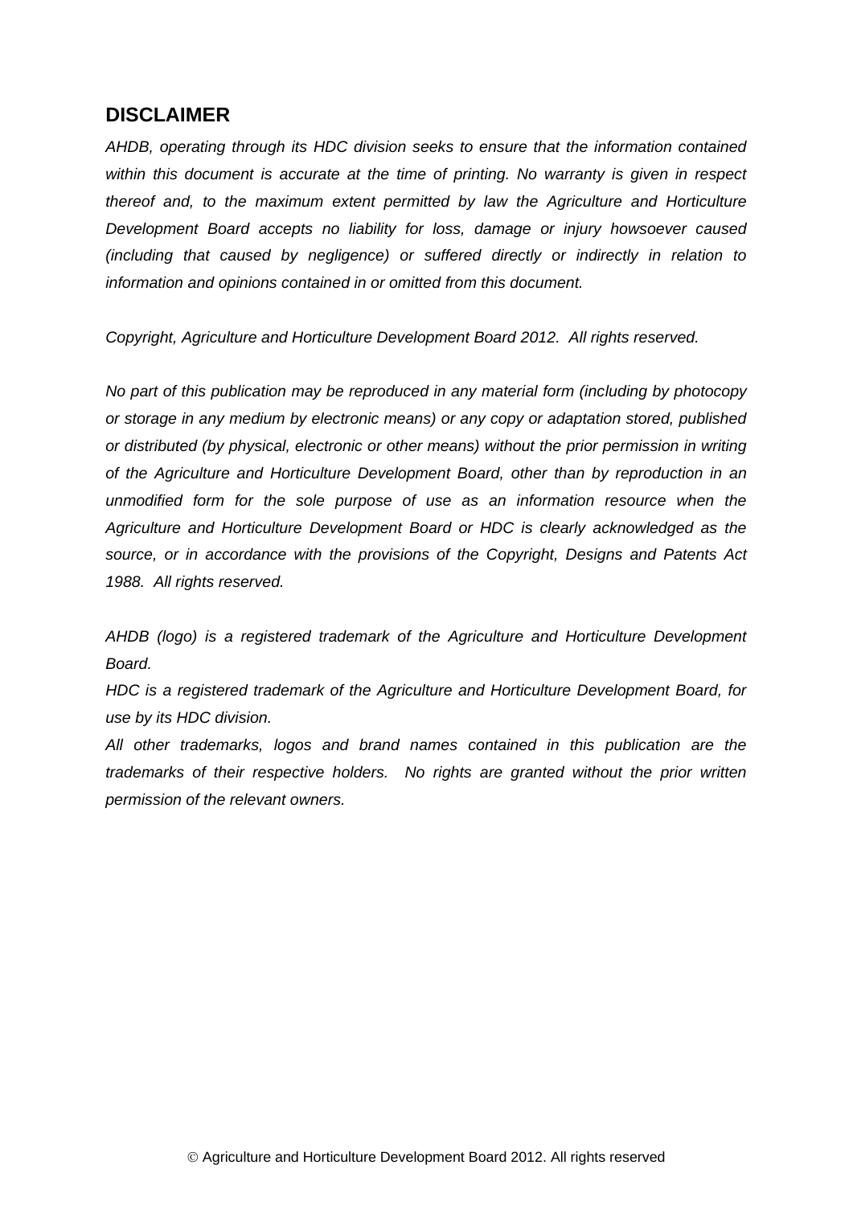## DISCLAIMER

*AHDB, operating through its HDC division seeks to ensure that the information contained within this document is accurate at the time of printing. No warranty is given in respect thereof and, to the maximum extent permitted by law the Agriculture and Horticulture Development Board accepts no liability for loss, damage or injury howsoever caused (including that caused by negligence) or suffered directly or indirectly in relation to information and opinions contained in or omitted from this document.*

*Copyright, Agriculture and Horticulture Development Board 2012. All rights reserved.*

*No part of this publication may be reproduced in any material form (including by photocopy or storage in any medium by electronic means) or any copy or adaptation stored, published or distributed (by physical, electronic or other means) without the prior permission in writing of the Agriculture and Horticulture Development Board, other than by reproduction in an unmodified form for the sole purpose of use as an information resource when the Agriculture and Horticulture Development Board or HDC is clearly acknowledged as the source, or in accordance with the provisions of the Copyright, Designs and Patents Act 1988. All rights reserved.*

*AHDB (logo) is a registered trademark of the Agriculture and Horticulture Development Board.*

*HDC is a registered trademark of the Agriculture and Horticulture Development Board, for use by its HDC division.*

*All other trademarks, logos and brand names contained in this publication are the trademarks of their respective holders. No rights are granted without the prior written permission of the relevant owners.*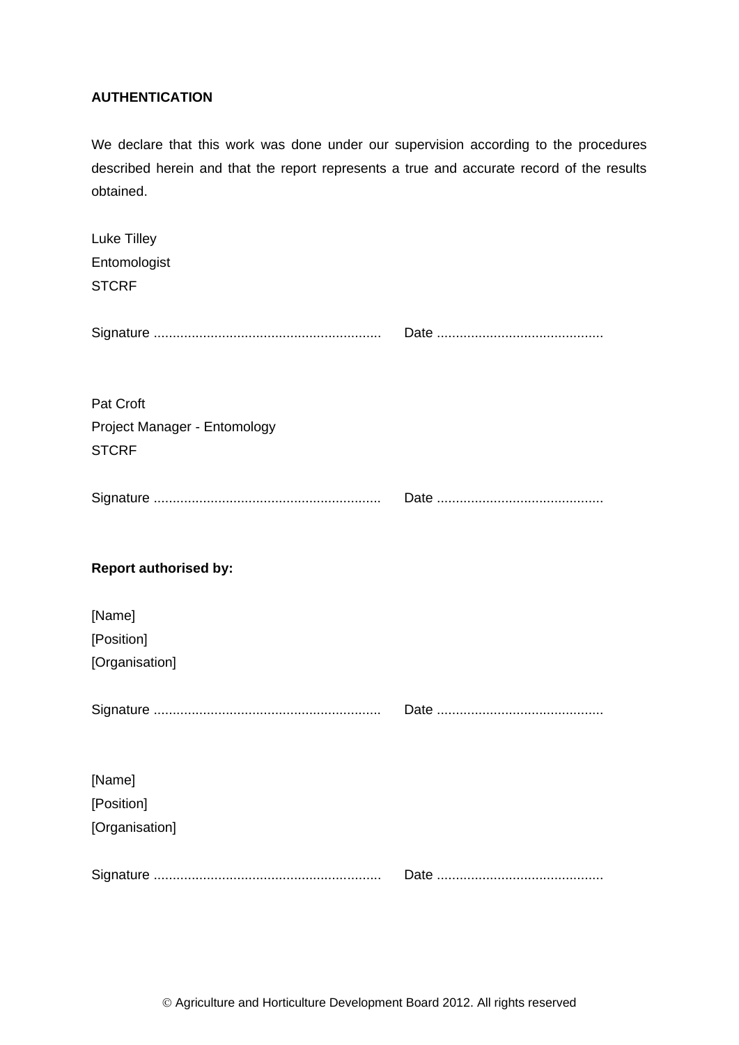**AUTHENTICATION**

We declare that this work was done under our supervision according to the procedures described herein and that the report represents a true and accurate record of the results obtained.

Luke Tilley
Entomologist
STCRF

Signature ............................................................ Date ............................................

Pat Croft
Project Manager - Entomology
STCRF

Signature ............................................................ Date ............................................

**Report authorised by:**

[Name]
[Position]
[Organisation]

Signature ............................................................ Date ............................................

[Name]
[Position]
[Organisation]

Signature ............................................................ Date ............................................

© Agriculture and Horticulture Development Board 2012. All rights reserved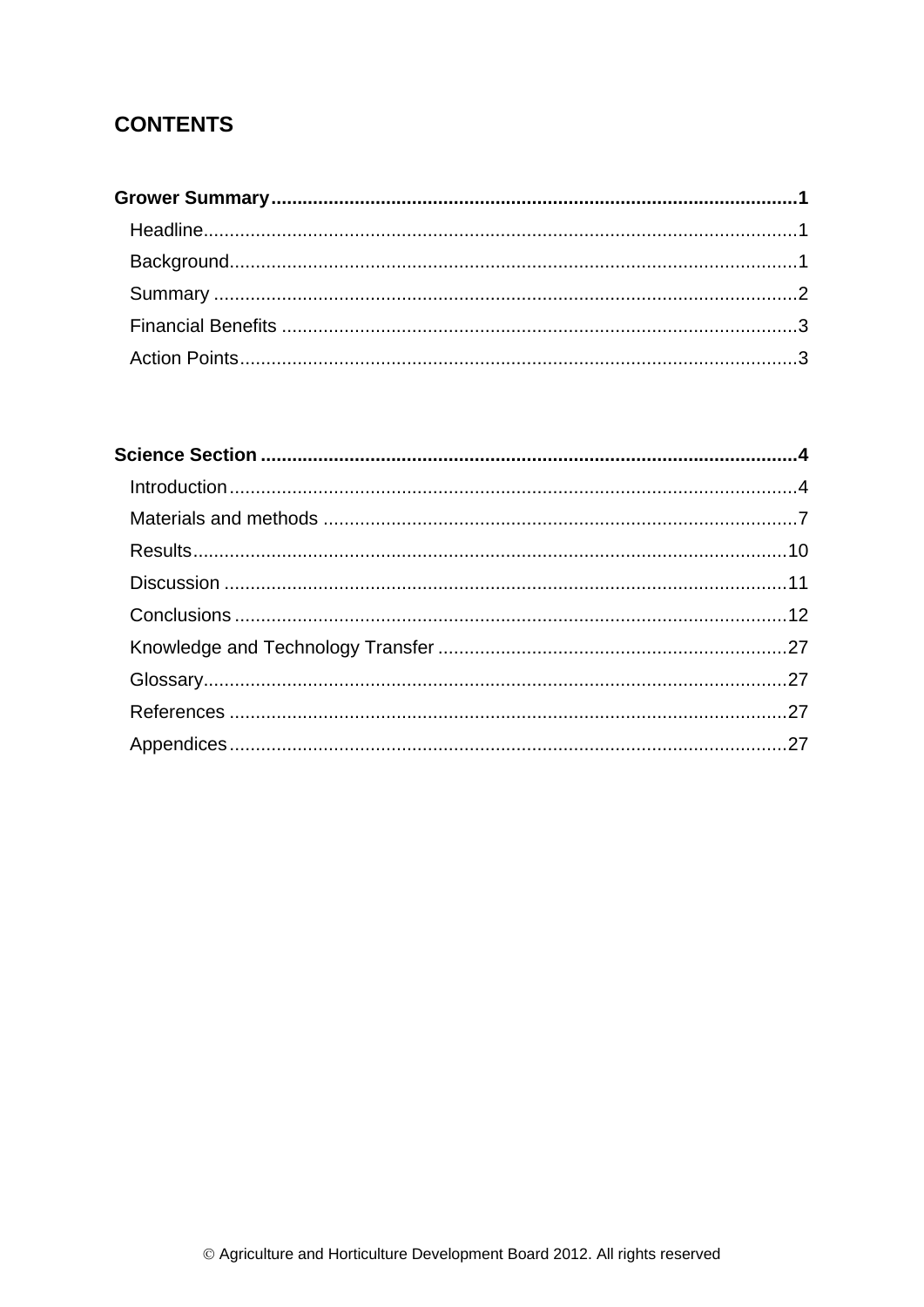# CONTENTS

**Grower Summary** ........................................................................................................ **1**

Headline........................................................................................................................1

Background...................................................................................................................1

Summary ......................................................................................................................2

Financial Benefits ........................................................................................................3

Action Points................................................................................................................3

**Science Section** ........................................................................................................ **4**

Introduction...................................................................................................................4

Materials and methods .................................................................................................7

Results........................................................................................................................10

Discussion ..................................................................................................................11

Conclusions ................................................................................................................12

Knowledge and Technology Transfer .........................................................................27

Glossary......................................................................................................................27

References .................................................................................................................27

Appendices.................................................................................................................27

© Agriculture and Horticulture Development Board 2012. All rights reserved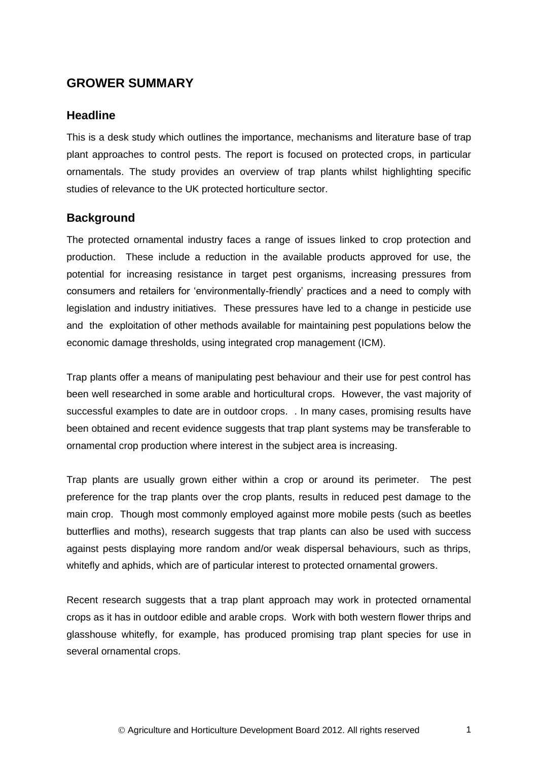## GROWER SUMMARY

### Headline

This is a desk study which outlines the importance, mechanisms and literature base of trap plant approaches to control pests. The report is focused on protected crops, in particular ornamentals. The study provides an overview of trap plants whilst highlighting specific studies of relevance to the UK protected horticulture sector.

### Background

The protected ornamental industry faces a range of issues linked to crop protection and production. These include a reduction in the available products approved for use, the potential for increasing resistance in target pest organisms, increasing pressures from consumers and retailers for 'environmentally-friendly' practices and a need to comply with legislation and industry initiatives. These pressures have led to a change in pesticide use and the exploitation of other methods available for maintaining pest populations below the economic damage thresholds, using integrated crop management (ICM).

Trap plants offer a means of manipulating pest behaviour and their use for pest control has been well researched in some arable and horticultural crops. However, the vast majority of successful examples to date are in outdoor crops. . In many cases, promising results have been obtained and recent evidence suggests that trap plant systems may be transferable to ornamental crop production where interest in the subject area is increasing.

Trap plants are usually grown either within a crop or around its perimeter. The pest preference for the trap plants over the crop plants, results in reduced pest damage to the main crop. Though most commonly employed against more mobile pests (such as beetles butterflies and moths), research suggests that trap plants can also be used with success against pests displaying more random and/or weak dispersal behaviours, such as thrips, whitefly and aphids, which are of particular interest to protected ornamental growers.

Recent research suggests that a trap plant approach may work in protected ornamental crops as it has in outdoor edible and arable crops. Work with both western flower thrips and glasshouse whitefly, for example, has produced promising trap plant species for use in several ornamental crops.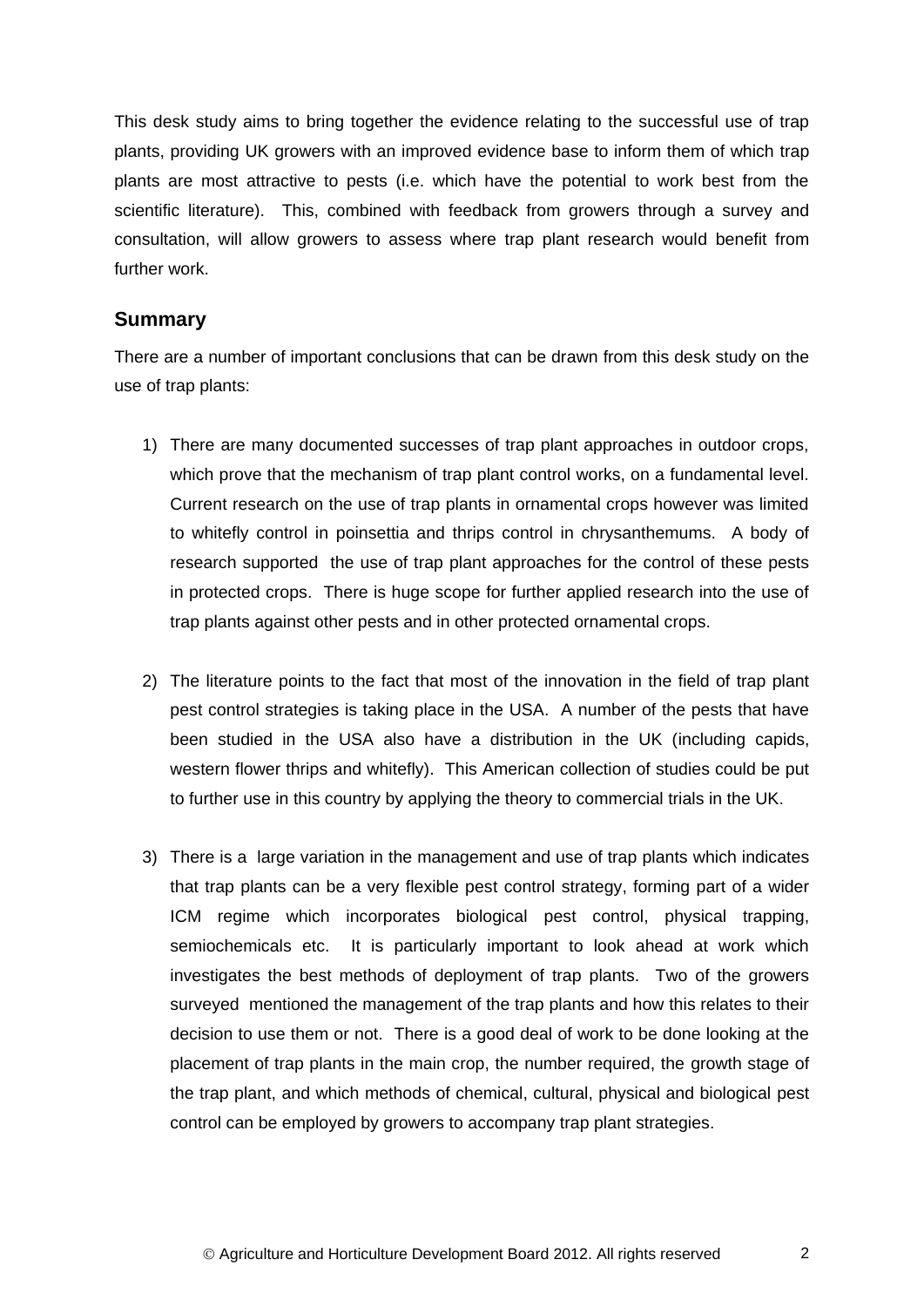This desk study aims to bring together the evidence relating to the successful use of trap plants, providing UK growers with an improved evidence base to inform them of which trap plants are most attractive to pests (i.e. which have the potential to work best from the scientific literature). This, combined with feedback from growers through a survey and consultation, will allow growers to assess where trap plant research would benefit from further work.

## Summary

There are a number of important conclusions that can be drawn from this desk study on the use of trap plants:

1) There are many documented successes of trap plant approaches in outdoor crops, which prove that the mechanism of trap plant control works, on a fundamental level. Current research on the use of trap plants in ornamental crops however was limited to whitefly control in poinsettia and thrips control in chrysanthemums. A body of research supported the use of trap plant approaches for the control of these pests in protected crops. There is huge scope for further applied research into the use of trap plants against other pests and in other protected ornamental crops.

2) The literature points to the fact that most of the innovation in the field of trap plant pest control strategies is taking place in the USA. A number of the pests that have been studied in the USA also have a distribution in the UK (including capids, western flower thrips and whitefly). This American collection of studies could be put to further use in this country by applying the theory to commercial trials in the UK.

3) There is a large variation in the management and use of trap plants which indicates that trap plants can be a very flexible pest control strategy, forming part of a wider ICM regime which incorporates biological pest control, physical trapping, semiochemicals etc. It is particularly important to look ahead at work which investigates the best methods of deployment of trap plants. Two of the growers surveyed mentioned the management of the trap plants and how this relates to their decision to use them or not. There is a good deal of work to be done looking at the placement of trap plants in the main crop, the number required, the growth stage of the trap plant, and which methods of chemical, cultural, physical and biological pest control can be employed by growers to accompany trap plant strategies.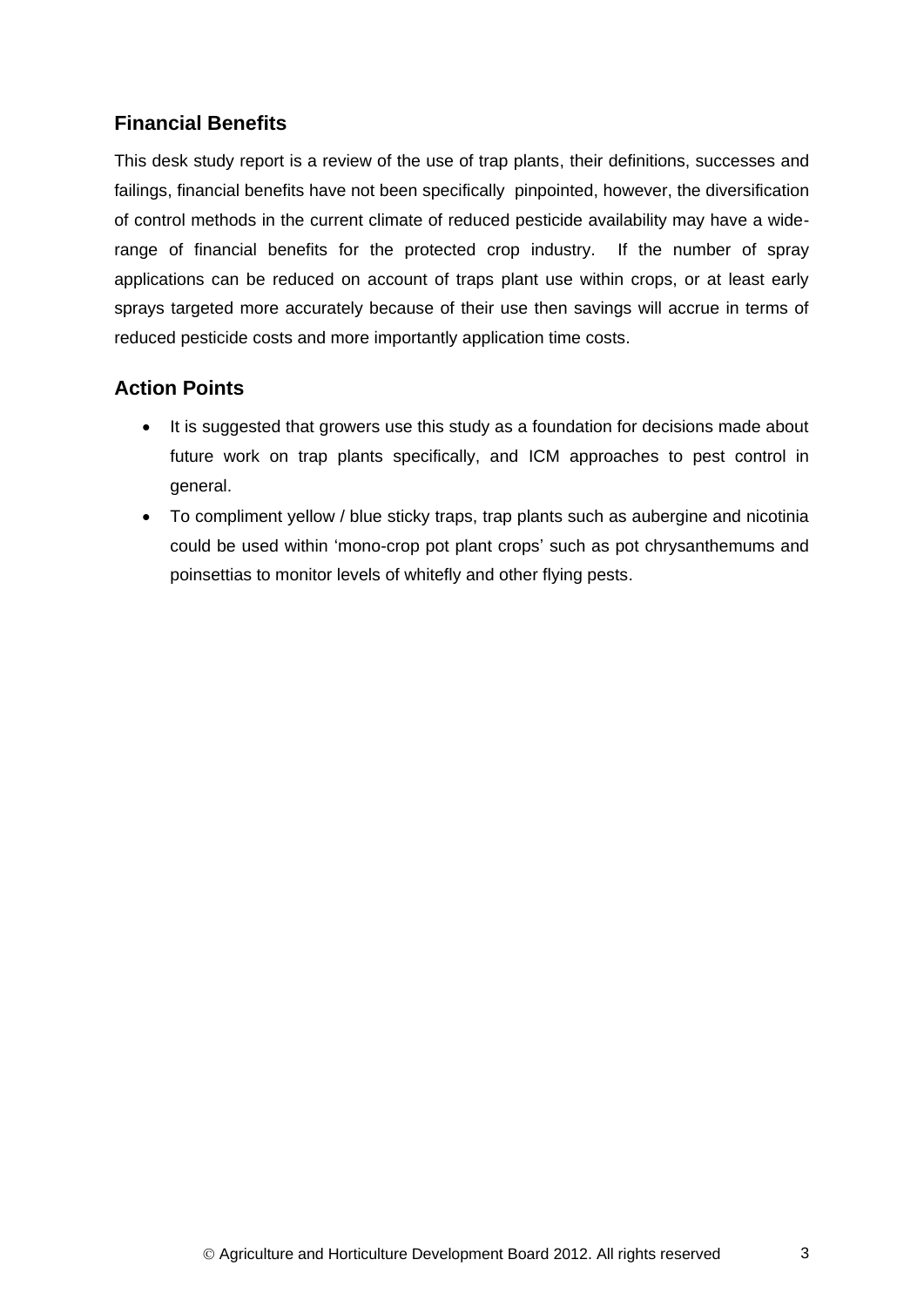## Financial Benefits

This desk study report is a review of the use of trap plants, their definitions, successes and failings, financial benefits have not been specifically pinpointed, however, the diversification of control methods in the current climate of reduced pesticide availability may have a wide-range of financial benefits for the protected crop industry. If the number of spray applications can be reduced on account of traps plant use within crops, or at least early sprays targeted more accurately because of their use then savings will accrue in terms of reduced pesticide costs and more importantly application time costs.

## Action Points

- It is suggested that growers use this study as a foundation for decisions made about future work on trap plants specifically, and ICM approaches to pest control in general.
- To compliment yellow / blue sticky traps, trap plants such as aubergine and nicotinia could be used within 'mono-crop pot plant crops' such as pot chrysanthemums and poinsettias to monitor levels of whitefly and other flying pests.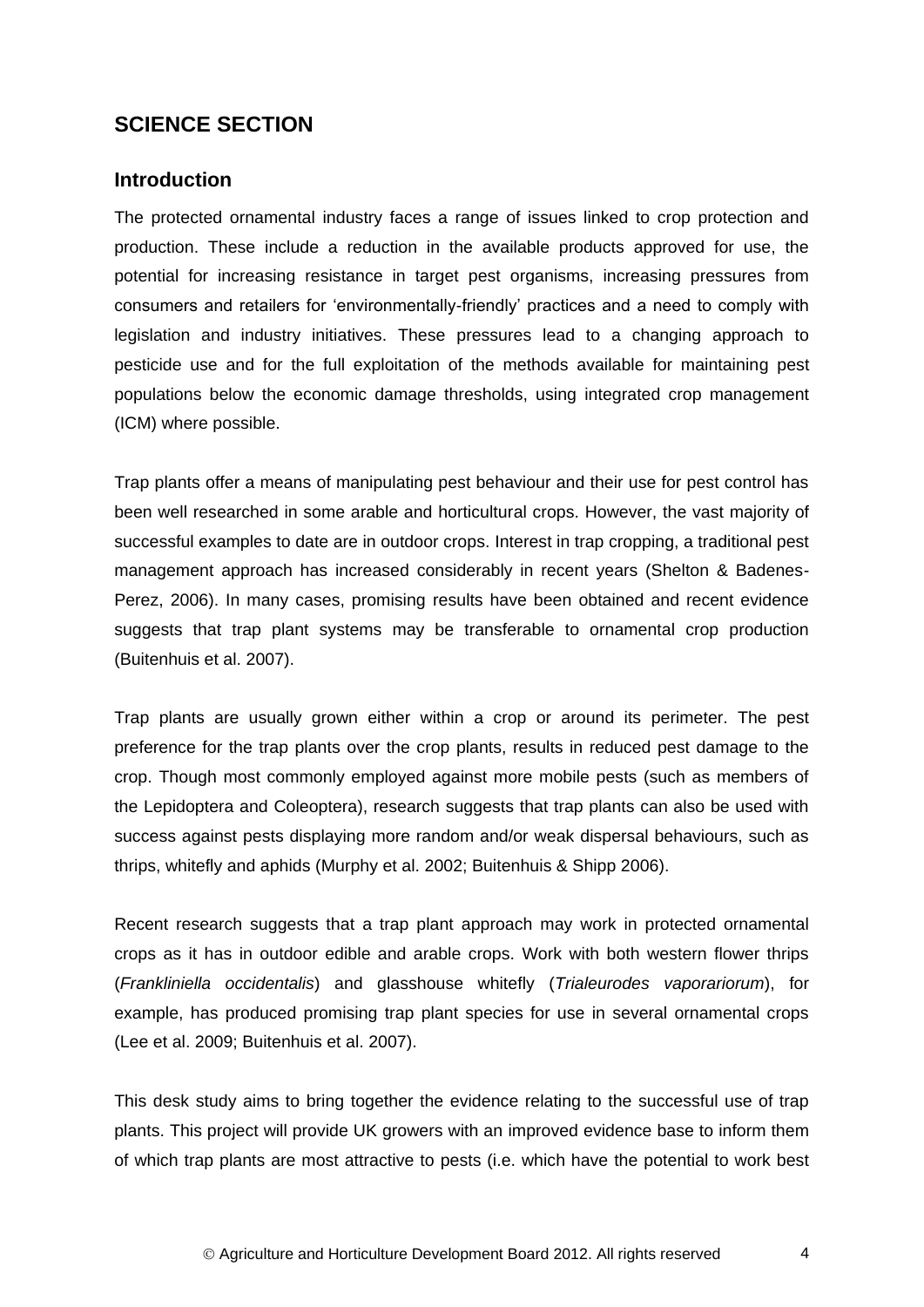# SCIENCE SECTION

## Introduction

The protected ornamental industry faces a range of issues linked to crop protection and production. These include a reduction in the available products approved for use, the potential for increasing resistance in target pest organisms, increasing pressures from consumers and retailers for 'environmentally-friendly' practices and a need to comply with legislation and industry initiatives. These pressures lead to a changing approach to pesticide use and for the full exploitation of the methods available for maintaining pest populations below the economic damage thresholds, using integrated crop management (ICM) where possible.

Trap plants offer a means of manipulating pest behaviour and their use for pest control has been well researched in some arable and horticultural crops. However, the vast majority of successful examples to date are in outdoor crops. Interest in trap cropping, a traditional pest management approach has increased considerably in recent years (Shelton & Badenes-Perez, 2006). In many cases, promising results have been obtained and recent evidence suggests that trap plant systems may be transferable to ornamental crop production (Buitenhuis et al. 2007).

Trap plants are usually grown either within a crop or around its perimeter. The pest preference for the trap plants over the crop plants, results in reduced pest damage to the crop. Though most commonly employed against more mobile pests (such as members of the Lepidoptera and Coleoptera), research suggests that trap plants can also be used with success against pests displaying more random and/or weak dispersal behaviours, such as thrips, whitefly and aphids (Murphy et al. 2002; Buitenhuis & Shipp 2006).

Recent research suggests that a trap plant approach may work in protected ornamental crops as it has in outdoor edible and arable crops. Work with both western flower thrips (*Frankliniella occidentalis*) and glasshouse whitefly (*Trialeurodes vaporariorum*), for example, has produced promising trap plant species for use in several ornamental crops (Lee et al. 2009; Buitenhuis et al. 2007).

This desk study aims to bring together the evidence relating to the successful use of trap plants. This project will provide UK growers with an improved evidence base to inform them of which trap plants are most attractive to pests (i.e. which have the potential to work best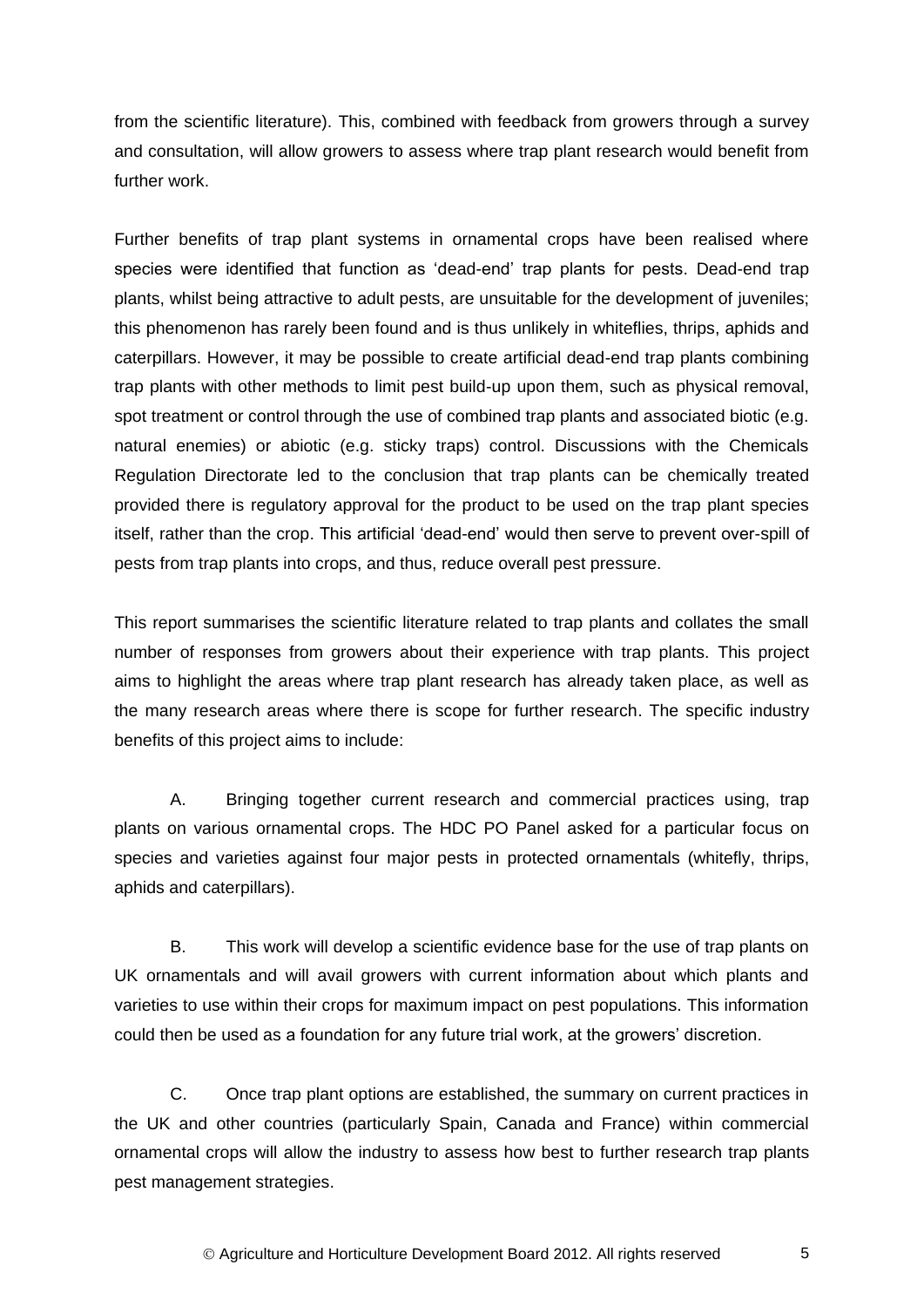from the scientific literature). This, combined with feedback from growers through a survey and consultation, will allow growers to assess where trap plant research would benefit from further work.

Further benefits of trap plant systems in ornamental crops have been realised where species were identified that function as 'dead-end' trap plants for pests. Dead-end trap plants, whilst being attractive to adult pests, are unsuitable for the development of juveniles; this phenomenon has rarely been found and is thus unlikely in whiteflies, thrips, aphids and caterpillars. However, it may be possible to create artificial dead-end trap plants combining trap plants with other methods to limit pest build-up upon them, such as physical removal, spot treatment or control through the use of combined trap plants and associated biotic (e.g. natural enemies) or abiotic (e.g. sticky traps) control. Discussions with the Chemicals Regulation Directorate led to the conclusion that trap plants can be chemically treated provided there is regulatory approval for the product to be used on the trap plant species itself, rather than the crop. This artificial 'dead-end' would then serve to prevent over-spill of pests from trap plants into crops, and thus, reduce overall pest pressure.

This report summarises the scientific literature related to trap plants and collates the small number of responses from growers about their experience with trap plants. This project aims to highlight the areas where trap plant research has already taken place, as well as the many research areas where there is scope for further research. The specific industry benefits of this project aims to include:

A. Bringing together current research and commercial practices using, trap plants on various ornamental crops. The HDC PO Panel asked for a particular focus on species and varieties against four major pests in protected ornamentals (whitefly, thrips, aphids and caterpillars).

B. This work will develop a scientific evidence base for the use of trap plants on UK ornamentals and will avail growers with current information about which plants and varieties to use within their crops for maximum impact on pest populations. This information could then be used as a foundation for any future trial work, at the growers' discretion.

C. Once trap plant options are established, the summary on current practices in the UK and other countries (particularly Spain, Canada and France) within commercial ornamental crops will allow the industry to assess how best to further research trap plants pest management strategies.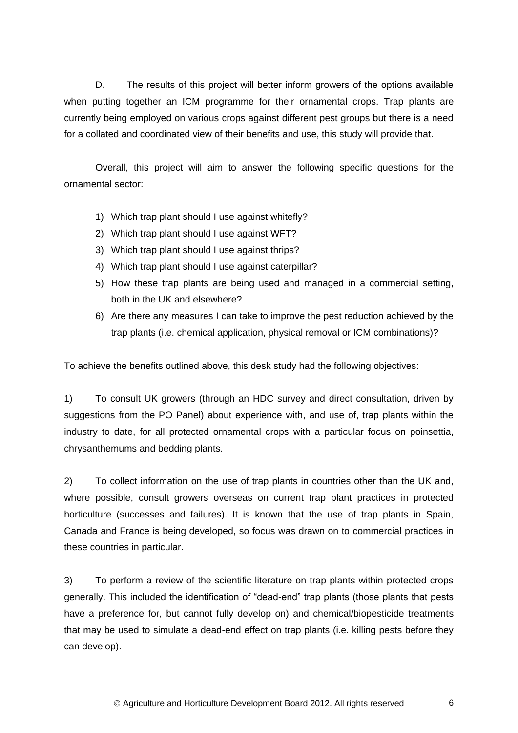D. The results of this project will better inform growers of the options available when putting together an ICM programme for their ornamental crops. Trap plants are currently being employed on various crops against different pest groups but there is a need for a collated and coordinated view of their benefits and use, this study will provide that.

Overall, this project will aim to answer the following specific questions for the ornamental sector:

1) Which trap plant should I use against whitefly?
2) Which trap plant should I use against WFT?
3) Which trap plant should I use against thrips?
4) Which trap plant should I use against caterpillar?
5) How these trap plants are being used and managed in a commercial setting, both in the UK and elsewhere?
6) Are there any measures I can take to improve the pest reduction achieved by the trap plants (i.e. chemical application, physical removal or ICM combinations)?

To achieve the benefits outlined above, this desk study had the following objectives:

1) To consult UK growers (through an HDC survey and direct consultation, driven by suggestions from the PO Panel) about experience with, and use of, trap plants within the industry to date, for all protected ornamental crops with a particular focus on poinsettia, chrysanthemums and bedding plants.

2) To collect information on the use of trap plants in countries other than the UK and, where possible, consult growers overseas on current trap plant practices in protected horticulture (successes and failures). It is known that the use of trap plants in Spain, Canada and France is being developed, so focus was drawn on to commercial practices in these countries in particular.

3) To perform a review of the scientific literature on trap plants within protected crops generally. This included the identification of "dead-end" trap plants (those plants that pests have a preference for, but cannot fully develop on) and chemical/biopesticide treatments that may be used to simulate a dead-end effect on trap plants (i.e. killing pests before they can develop).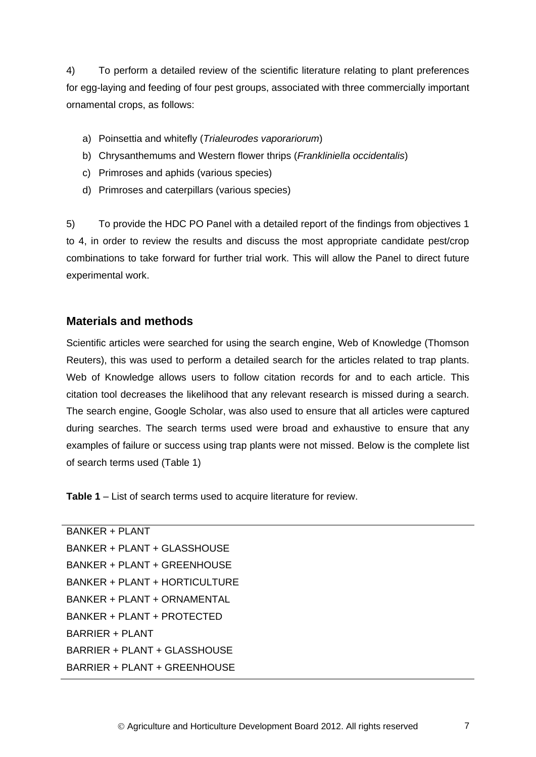4) To perform a detailed review of the scientific literature relating to plant preferences for egg-laying and feeding of four pest groups, associated with three commercially important ornamental crops, as follows:

a) Poinsettia and whitefly (*Trialeurodes vaporariorum*)
b) Chrysanthemums and Western flower thrips (*Frankliniella occidentalis*)
c) Primroses and aphids (various species)
d) Primroses and caterpillars (various species)

5) To provide the HDC PO Panel with a detailed report of the findings from objectives 1 to 4, in order to review the results and discuss the most appropriate candidate pest/crop combinations to take forward for further trial work. This will allow the Panel to direct future experimental work.

## Materials and methods

Scientific articles were searched for using the search engine, Web of Knowledge (Thomson Reuters), this was used to perform a detailed search for the articles related to trap plants. Web of Knowledge allows users to follow citation records for and to each article. This citation tool decreases the likelihood that any relevant research is missed during a search. The search engine, Google Scholar, was also used to ensure that all articles were captured during searches. The search terms used were broad and exhaustive to ensure that any examples of failure or success using trap plants were not missed. Below is the complete list of search terms used (Table 1)

**Table 1** – List of search terms used to acquire literature for review.

| |
|---|
| BANKER + PLANT |
| BANKER + PLANT + GLASSHOUSE |
| BANKER + PLANT + GREENHOUSE |
| BANKER + PLANT + HORTICULTURE |
| BANKER + PLANT + ORNAMENTAL |
| BANKER + PLANT + PROTECTED |
| BARRIER + PLANT |
| BARRIER + PLANT + GLASSHOUSE |
| BARRIER + PLANT + GREENHOUSE |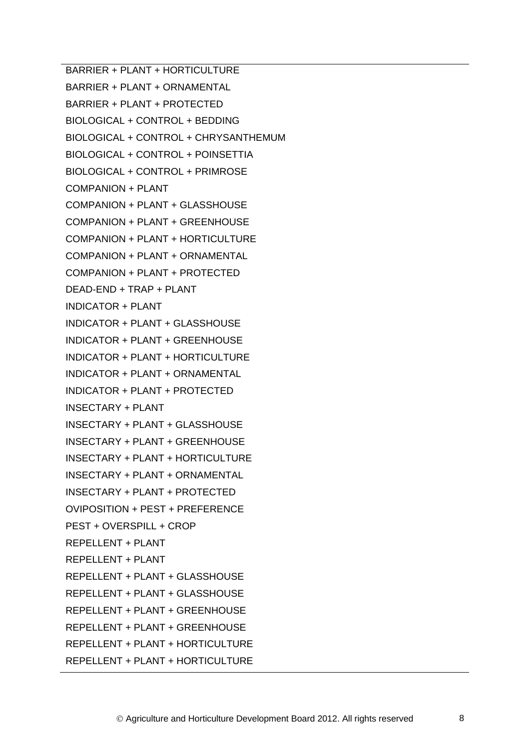BARRIER + PLANT + HORTICULTURE
BARRIER + PLANT + ORNAMENTAL
BARRIER + PLANT + PROTECTED
BIOLOGICAL + CONTROL + BEDDING
BIOLOGICAL + CONTROL + CHRYSANTHEMUM
BIOLOGICAL + CONTROL + POINSETTIA
BIOLOGICAL + CONTROL + PRIMROSE
COMPANION + PLANT
COMPANION + PLANT + GLASSHOUSE
COMPANION + PLANT + GREENHOUSE
COMPANION + PLANT + HORTICULTURE
COMPANION + PLANT + ORNAMENTAL
COMPANION + PLANT + PROTECTED
DEAD-END + TRAP + PLANT
INDICATOR + PLANT
INDICATOR + PLANT + GLASSHOUSE
INDICATOR + PLANT + GREENHOUSE
INDICATOR + PLANT + HORTICULTURE
INDICATOR + PLANT + ORNAMENTAL
INDICATOR + PLANT + PROTECTED
INSECTARY + PLANT
INSECTARY + PLANT + GLASSHOUSE
INSECTARY + PLANT + GREENHOUSE
INSECTARY + PLANT + HORTICULTURE
INSECTARY + PLANT + ORNAMENTAL
INSECTARY + PLANT + PROTECTED
OVIPOSITION + PEST + PREFERENCE
PEST + OVERSPILL + CROP
REPELLENT + PLANT
REPELLENT + PLANT
REPELLENT + PLANT + GLASSHOUSE
REPELLENT + PLANT + GLASSHOUSE
REPELLENT + PLANT + GREENHOUSE
REPELLENT + PLANT + GREENHOUSE
REPELLENT + PLANT + HORTICULTURE
REPELLENT + PLANT + HORTICULTURE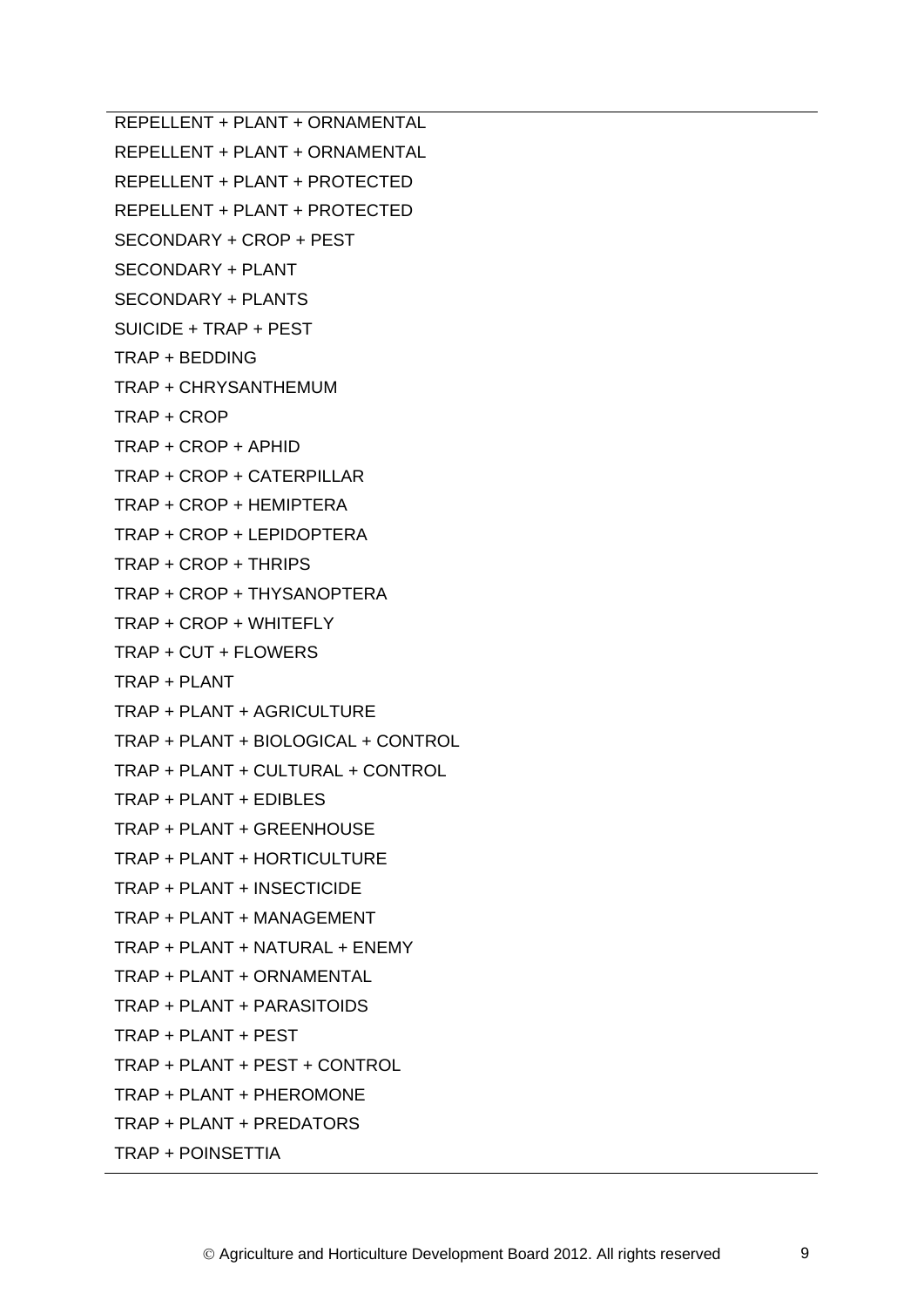REPELLENT + PLANT + ORNAMENTAL

REPELLENT + PLANT + ORNAMENTAL

REPELLENT + PLANT + PROTECTED

REPELLENT + PLANT + PROTECTED

SECONDARY + CROP + PEST

SECONDARY + PLANT

SECONDARY + PLANTS

SUICIDE + TRAP + PEST

TRAP + BEDDING

TRAP + CHRYSANTHEMUM

TRAP + CROP

TRAP + CROP + APHID

TRAP + CROP + CATERPILLAR

TRAP + CROP + HEMIPTERA

TRAP + CROP + LEPIDOPTERA

TRAP + CROP + THRIPS

TRAP + CROP + THYSANOPTERA

TRAP + CROP + WHITEFLY

TRAP + CUT + FLOWERS

TRAP + PLANT

TRAP + PLANT + AGRICULTURE

TRAP + PLANT + BIOLOGICAL + CONTROL

TRAP + PLANT + CULTURAL + CONTROL

TRAP + PLANT + EDIBLES

TRAP + PLANT + GREENHOUSE

TRAP + PLANT + HORTICULTURE

TRAP + PLANT + INSECTICIDE

TRAP + PLANT + MANAGEMENT

TRAP + PLANT + NATURAL + ENEMY

TRAP + PLANT + ORNAMENTAL

TRAP + PLANT + PARASITOIDS

TRAP + PLANT + PEST

TRAP + PLANT + PEST + CONTROL

TRAP + PLANT + PHEROMONE

TRAP + PLANT + PREDATORS

TRAP + POINSETTIA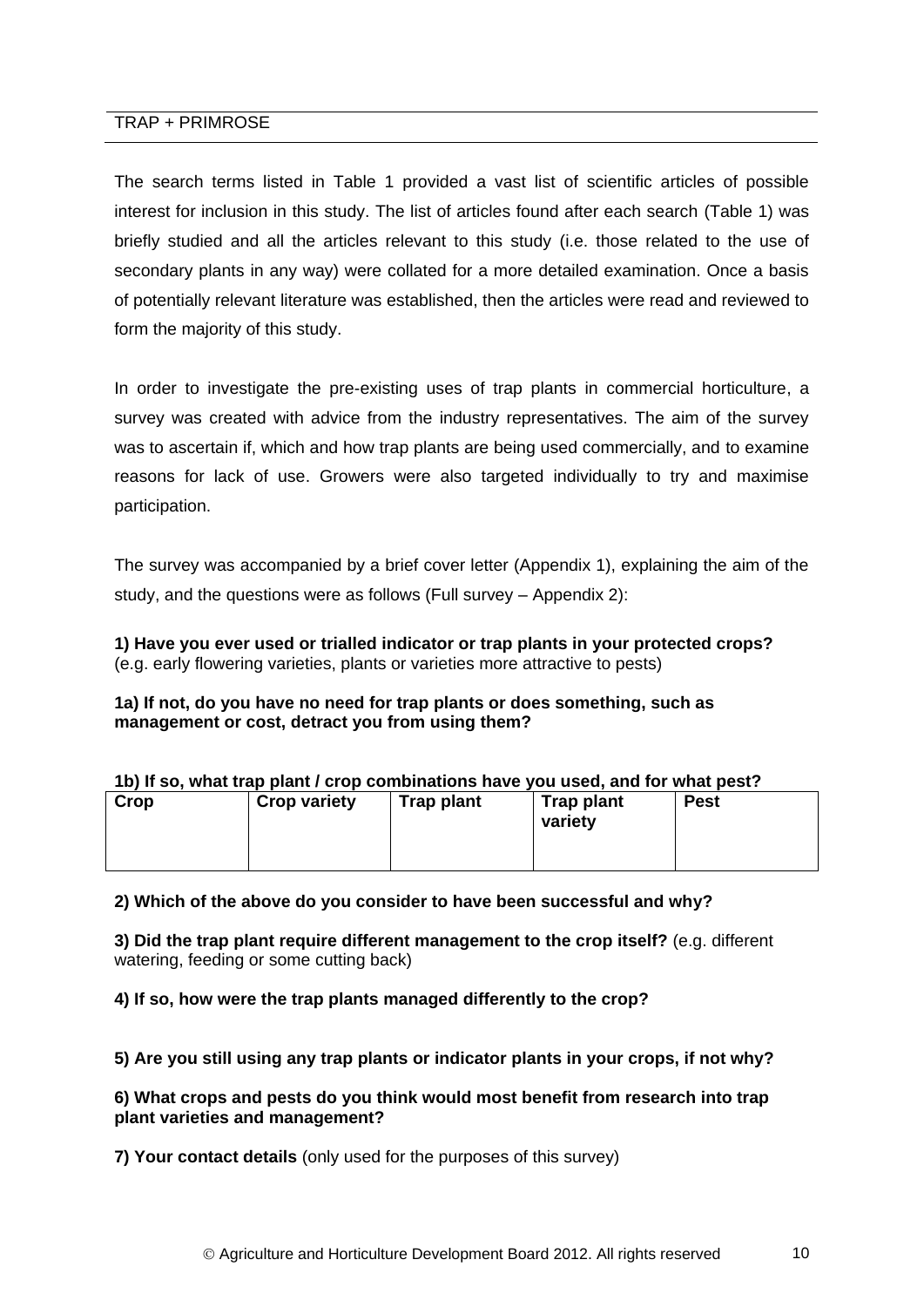TRAP + PRIMROSE

The search terms listed in Table 1 provided a vast list of scientific articles of possible interest for inclusion in this study. The list of articles found after each search (Table 1) was briefly studied and all the articles relevant to this study (i.e. those related to the use of secondary plants in any way) were collated for a more detailed examination. Once a basis of potentially relevant literature was established, then the articles were read and reviewed to form the majority of this study.

In order to investigate the pre-existing uses of trap plants in commercial horticulture, a survey was created with advice from the industry representatives. The aim of the survey was to ascertain if, which and how trap plants are being used commercially, and to examine reasons for lack of use. Growers were also targeted individually to try and maximise participation.

The survey was accompanied by a brief cover letter (Appendix 1), explaining the aim of the study, and the questions were as follows (Full survey – Appendix 2):

**1) Have you ever used or trialled indicator or trap plants in your protected crops?** (e.g. early flowering varieties, plants or varieties more attractive to pests)

**1a) If not, do you have no need for trap plants or does something, such as management or cost, detract you from using them?**

**1b) If so, what trap plant / crop combinations have you used, and for what pest?**

| Crop | Crop variety | Trap plant | Trap plant variety | Pest |
|---|---|---|---|---|
| | | | | |

**2) Which of the above do you consider to have been successful and why?**

**3) Did the trap plant require different management to the crop itself?** (e.g. different watering, feeding or some cutting back)

**4) If so, how were the trap plants managed differently to the crop?**

**5) Are you still using any trap plants or indicator plants in your crops, if not why?**

**6) What crops and pests do you think would most benefit from research into trap plant varieties and management?**

**7) Your contact details** (only used for the purposes of this survey)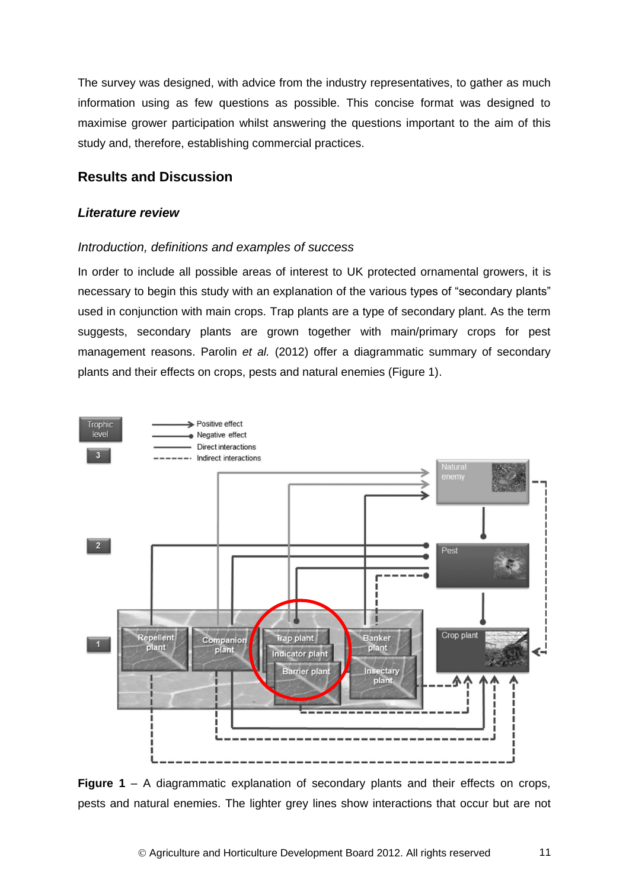The survey was designed, with advice from the industry representatives, to gather as much information using as few questions as possible. This concise format was designed to maximise grower participation whilst answering the questions important to the aim of this study and, therefore, establishing commercial practices.

## Results and Discussion

### *Literature review*

#### *Introduction, definitions and examples of success*

In order to include all possible areas of interest to UK protected ornamental growers, it is necessary to begin this study with an explanation of the various types of "secondary plants" used in conjunction with main crops. Trap plants are a type of secondary plant. As the term suggests, secondary plants are grown together with main/primary crops for pest management reasons. Parolin *et al.* (2012) offer a diagrammatic summary of secondary plants and their effects on crops, pests and natural enemies (Figure 1).

**Figure 1** – A diagrammatic explanation of secondary plants and their effects on crops, pests and natural enemies. The lighter grey lines show interactions that occur but are not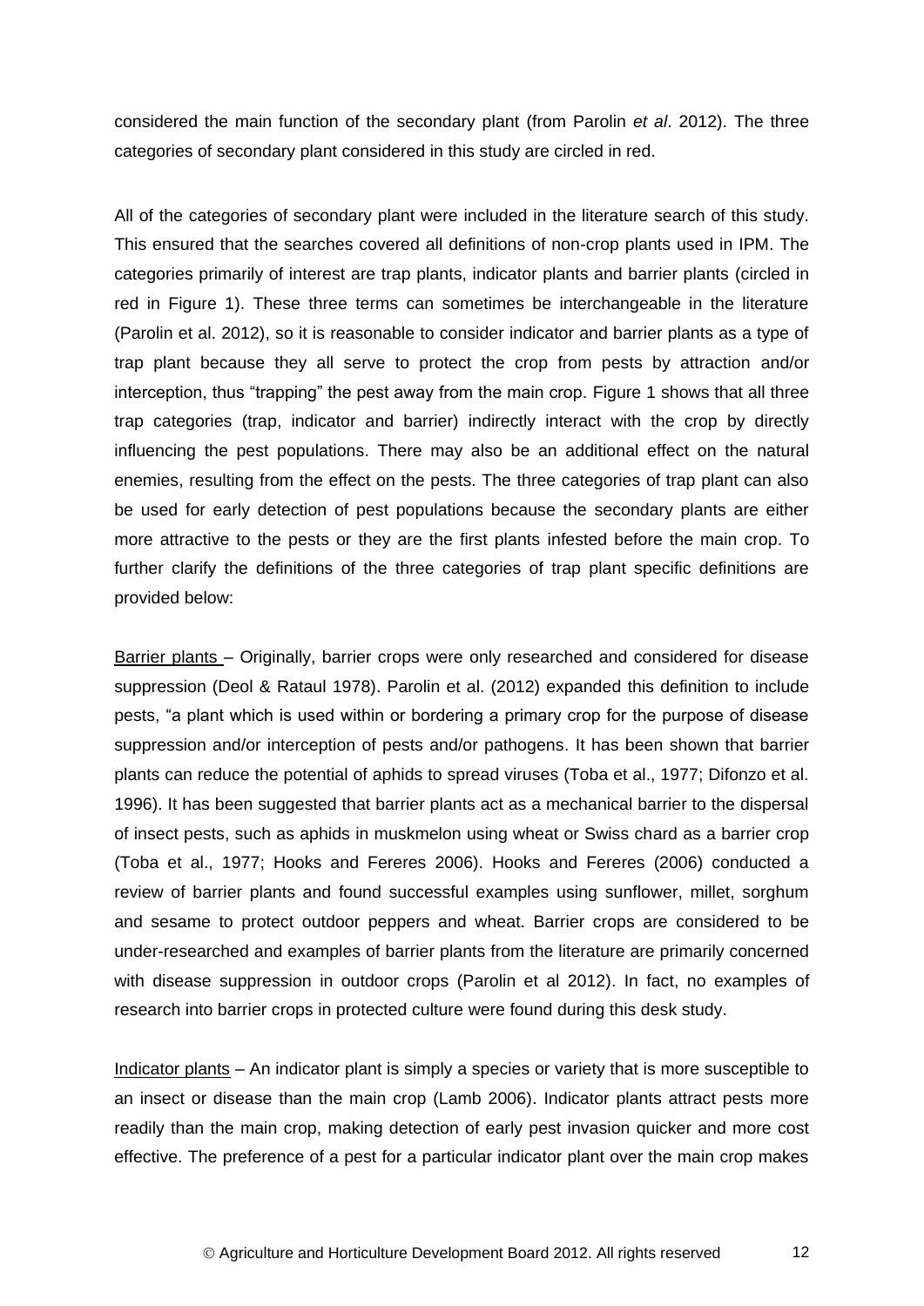considered the main function of the secondary plant (from Parolin *et al*. 2012). The three categories of secondary plant considered in this study are circled in red.

All of the categories of secondary plant were included in the literature search of this study. This ensured that the searches covered all definitions of non-crop plants used in IPM. The categories primarily of interest are trap plants, indicator plants and barrier plants (circled in red in Figure 1). These three terms can sometimes be interchangeable in the literature (Parolin et al. 2012), so it is reasonable to consider indicator and barrier plants as a type of trap plant because they all serve to protect the crop from pests by attraction and/or interception, thus "trapping" the pest away from the main crop. Figure 1 shows that all three trap categories (trap, indicator and barrier) indirectly interact with the crop by directly influencing the pest populations. There may also be an additional effect on the natural enemies, resulting from the effect on the pests. The three categories of trap plant can also be used for early detection of pest populations because the secondary plants are either more attractive to the pests or they are the first plants infested before the main crop. To further clarify the definitions of the three categories of trap plant specific definitions are provided below:

<u>Barrier plants</u> – Originally, barrier crops were only researched and considered for disease suppression (Deol & Rataul 1978). Parolin et al. (2012) expanded this definition to include pests, "a plant which is used within or bordering a primary crop for the purpose of disease suppression and/or interception of pests and/or pathogens. It has been shown that barrier plants can reduce the potential of aphids to spread viruses (Toba et al., 1977; Difonzo et al. 1996). It has been suggested that barrier plants act as a mechanical barrier to the dispersal of insect pests, such as aphids in muskmelon using wheat or Swiss chard as a barrier crop (Toba et al., 1977; Hooks and Fereres 2006). Hooks and Fereres (2006) conducted a review of barrier plants and found successful examples using sunflower, millet, sorghum and sesame to protect outdoor peppers and wheat. Barrier crops are considered to be under-researched and examples of barrier plants from the literature are primarily concerned with disease suppression in outdoor crops (Parolin et al 2012). In fact, no examples of research into barrier crops in protected culture were found during this desk study.

<u>Indicator plants</u> – An indicator plant is simply a species or variety that is more susceptible to an insect or disease than the main crop (Lamb 2006). Indicator plants attract pests more readily than the main crop, making detection of early pest invasion quicker and more cost effective. The preference of a pest for a particular indicator plant over the main crop makes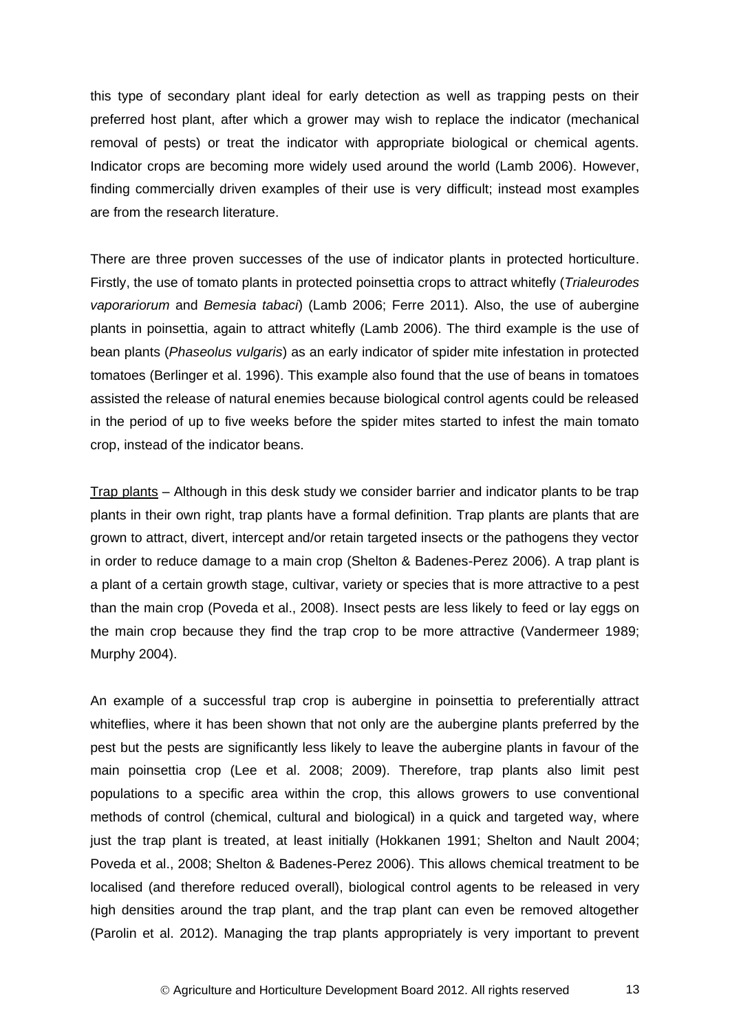this type of secondary plant ideal for early detection as well as trapping pests on their preferred host plant, after which a grower may wish to replace the indicator (mechanical removal of pests) or treat the indicator with appropriate biological or chemical agents. Indicator crops are becoming more widely used around the world (Lamb 2006). However, finding commercially driven examples of their use is very difficult; instead most examples are from the research literature.

There are three proven successes of the use of indicator plants in protected horticulture. Firstly, the use of tomato plants in protected poinsettia crops to attract whitefly (*Trialeurodes vaporariorum* and *Bemesia tabaci*) (Lamb 2006; Ferre 2011). Also, the use of aubergine plants in poinsettia, again to attract whitefly (Lamb 2006). The third example is the use of bean plants (*Phaseolus vulgaris*) as an early indicator of spider mite infestation in protected tomatoes (Berlinger et al. 1996). This example also found that the use of beans in tomatoes assisted the release of natural enemies because biological control agents could be released in the period of up to five weeks before the spider mites started to infest the main tomato crop, instead of the indicator beans.

<u>Trap plants</u> – Although in this desk study we consider barrier and indicator plants to be trap plants in their own right, trap plants have a formal definition. Trap plants are plants that are grown to attract, divert, intercept and/or retain targeted insects or the pathogens they vector in order to reduce damage to a main crop (Shelton & Badenes-Perez 2006). A trap plant is a plant of a certain growth stage, cultivar, variety or species that is more attractive to a pest than the main crop (Poveda et al., 2008). Insect pests are less likely to feed or lay eggs on the main crop because they find the trap crop to be more attractive (Vandermeer 1989; Murphy 2004).

An example of a successful trap crop is aubergine in poinsettia to preferentially attract whiteflies, where it has been shown that not only are the aubergine plants preferred by the pest but the pests are significantly less likely to leave the aubergine plants in favour of the main poinsettia crop (Lee et al. 2008; 2009). Therefore, trap plants also limit pest populations to a specific area within the crop, this allows growers to use conventional methods of control (chemical, cultural and biological) in a quick and targeted way, where just the trap plant is treated, at least initially (Hokkanen 1991; Shelton and Nault 2004; Poveda et al., 2008; Shelton & Badenes-Perez 2006). This allows chemical treatment to be localised (and therefore reduced overall), biological control agents to be released in very high densities around the trap plant, and the trap plant can even be removed altogether (Parolin et al. 2012). Managing the trap plants appropriately is very important to prevent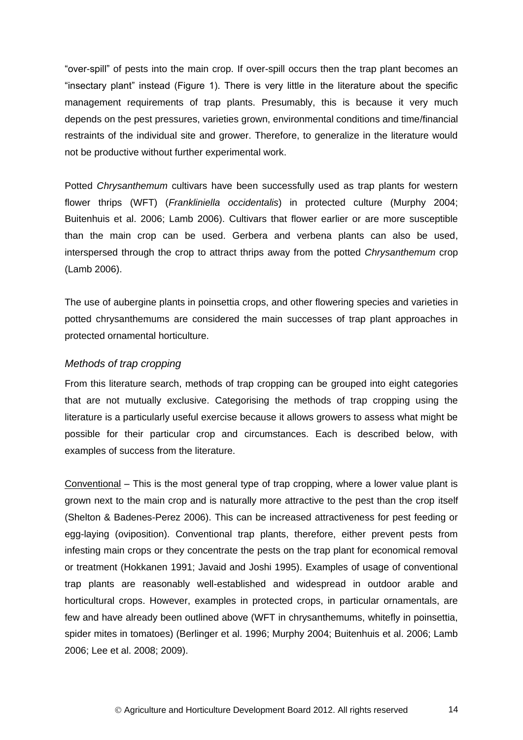"over-spill" of pests into the main crop. If over-spill occurs then the trap plant becomes an "insectary plant" instead (Figure 1). There is very little in the literature about the specific management requirements of trap plants. Presumably, this is because it very much depends on the pest pressures, varieties grown, environmental conditions and time/financial restraints of the individual site and grower. Therefore, to generalize in the literature would not be productive without further experimental work.

Potted *Chrysanthemum* cultivars have been successfully used as trap plants for western flower thrips (WFT) (*Frankliniella occidentalis*) in protected culture (Murphy 2004; Buitenhuis et al. 2006; Lamb 2006). Cultivars that flower earlier or are more susceptible than the main crop can be used. Gerbera and verbena plants can also be used, interspersed through the crop to attract thrips away from the potted *Chrysanthemum* crop (Lamb 2006).

The use of aubergine plants in poinsettia crops, and other flowering species and varieties in potted chrysanthemums are considered the main successes of trap plant approaches in protected ornamental horticulture.

### *Methods of trap cropping*

From this literature search, methods of trap cropping can be grouped into eight categories that are not mutually exclusive. Categorising the methods of trap cropping using the literature is a particularly useful exercise because it allows growers to assess what might be possible for their particular crop and circumstances. Each is described below, with examples of success from the literature.

<u>Conventional</u> – This is the most general type of trap cropping, where a lower value plant is grown next to the main crop and is naturally more attractive to the pest than the crop itself (Shelton & Badenes-Perez 2006). This can be increased attractiveness for pest feeding or egg-laying (oviposition). Conventional trap plants, therefore, either prevent pests from infesting main crops or they concentrate the pests on the trap plant for economical removal or treatment (Hokkanen 1991; Javaid and Joshi 1995). Examples of usage of conventional trap plants are reasonably well-established and widespread in outdoor arable and horticultural crops. However, examples in protected crops, in particular ornamentals, are few and have already been outlined above (WFT in chrysanthemums, whitefly in poinsettia, spider mites in tomatoes) (Berlinger et al. 1996; Murphy 2004; Buitenhuis et al. 2006; Lamb 2006; Lee et al. 2008; 2009).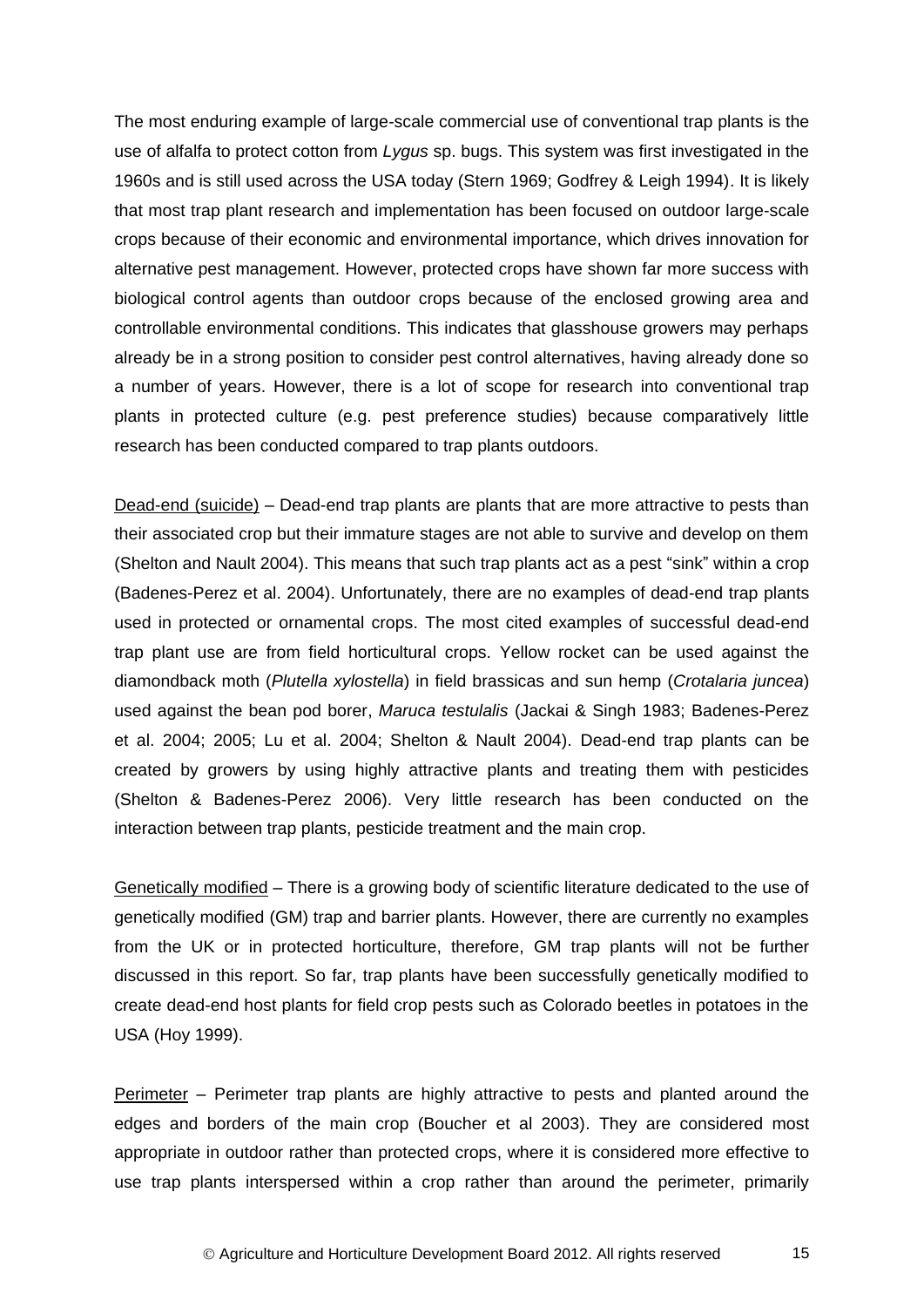The most enduring example of large-scale commercial use of conventional trap plants is the use of alfalfa to protect cotton from *Lygus* sp. bugs. This system was first investigated in the 1960s and is still used across the USA today (Stern 1969; Godfrey & Leigh 1994). It is likely that most trap plant research and implementation has been focused on outdoor large-scale crops because of their economic and environmental importance, which drives innovation for alternative pest management. However, protected crops have shown far more success with biological control agents than outdoor crops because of the enclosed growing area and controllable environmental conditions. This indicates that glasshouse growers may perhaps already be in a strong position to consider pest control alternatives, having already done so a number of years. However, there is a lot of scope for research into conventional trap plants in protected culture (e.g. pest preference studies) because comparatively little research has been conducted compared to trap plants outdoors.

<u>Dead-end (suicide)</u> – Dead-end trap plants are plants that are more attractive to pests than their associated crop but their immature stages are not able to survive and develop on them (Shelton and Nault 2004). This means that such trap plants act as a pest "sink" within a crop (Badenes-Perez et al. 2004). Unfortunately, there are no examples of dead-end trap plants used in protected or ornamental crops. The most cited examples of successful dead-end trap plant use are from field horticultural crops. Yellow rocket can be used against the diamondback moth (*Plutella xylostella*) in field brassicas and sun hemp (*Crotalaria juncea*) used against the bean pod borer, *Maruca testulalis* (Jackai & Singh 1983; Badenes-Perez et al. 2004; 2005; Lu et al. 2004; Shelton & Nault 2004). Dead-end trap plants can be created by growers by using highly attractive plants and treating them with pesticides (Shelton & Badenes-Perez 2006). Very little research has been conducted on the interaction between trap plants, pesticide treatment and the main crop.

<u>Genetically modified</u> – There is a growing body of scientific literature dedicated to the use of genetically modified (GM) trap and barrier plants. However, there are currently no examples from the UK or in protected horticulture, therefore, GM trap plants will not be further discussed in this report. So far, trap plants have been successfully genetically modified to create dead-end host plants for field crop pests such as Colorado beetles in potatoes in the USA (Hoy 1999).

<u>Perimeter</u> – Perimeter trap plants are highly attractive to pests and planted around the edges and borders of the main crop (Boucher et al 2003). They are considered most appropriate in outdoor rather than protected crops, where it is considered more effective to use trap plants interspersed within a crop rather than around the perimeter, primarily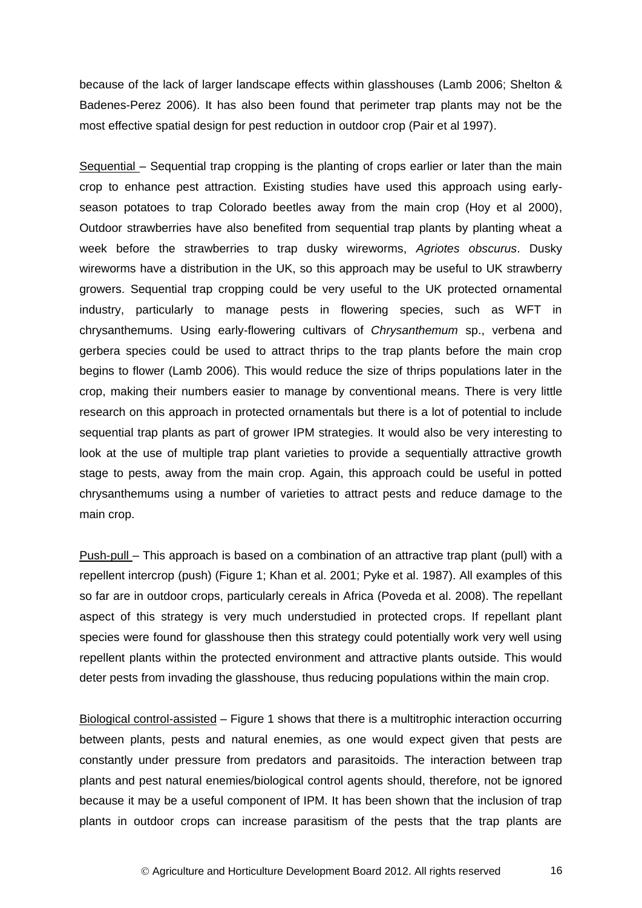because of the lack of larger landscape effects within glasshouses (Lamb 2006; Shelton & Badenes-Perez 2006). It has also been found that perimeter trap plants may not be the most effective spatial design for pest reduction in outdoor crop (Pair et al 1997).

Sequential – Sequential trap cropping is the planting of crops earlier or later than the main crop to enhance pest attraction. Existing studies have used this approach using early-season potatoes to trap Colorado beetles away from the main crop (Hoy et al 2000), Outdoor strawberries have also benefited from sequential trap plants by planting wheat a week before the strawberries to trap dusky wireworms, *Agriotes obscurus*. Dusky wireworms have a distribution in the UK, so this approach may be useful to UK strawberry growers. Sequential trap cropping could be very useful to the UK protected ornamental industry, particularly to manage pests in flowering species, such as WFT in chrysanthemums. Using early-flowering cultivars of *Chrysanthemum* sp., verbena and gerbera species could be used to attract thrips to the trap plants before the main crop begins to flower (Lamb 2006). This would reduce the size of thrips populations later in the crop, making their numbers easier to manage by conventional means. There is very little research on this approach in protected ornamentals but there is a lot of potential to include sequential trap plants as part of grower IPM strategies. It would also be very interesting to look at the use of multiple trap plant varieties to provide a sequentially attractive growth stage to pests, away from the main crop. Again, this approach could be useful in potted chrysanthemums using a number of varieties to attract pests and reduce damage to the main crop.

Push-pull – This approach is based on a combination of an attractive trap plant (pull) with a repellent intercrop (push) (Figure 1; Khan et al. 2001; Pyke et al. 1987). All examples of this so far are in outdoor crops, particularly cereals in Africa (Poveda et al. 2008). The repellant aspect of this strategy is very much understudied in protected crops. If repellant plant species were found for glasshouse then this strategy could potentially work very well using repellent plants within the protected environment and attractive plants outside. This would deter pests from invading the glasshouse, thus reducing populations within the main crop.

Biological control-assisted – Figure 1 shows that there is a multitrophic interaction occurring between plants, pests and natural enemies, as one would expect given that pests are constantly under pressure from predators and parasitoids. The interaction between trap plants and pest natural enemies/biological control agents should, therefore, not be ignored because it may be a useful component of IPM. It has been shown that the inclusion of trap plants in outdoor crops can increase parasitism of the pests that the trap plants are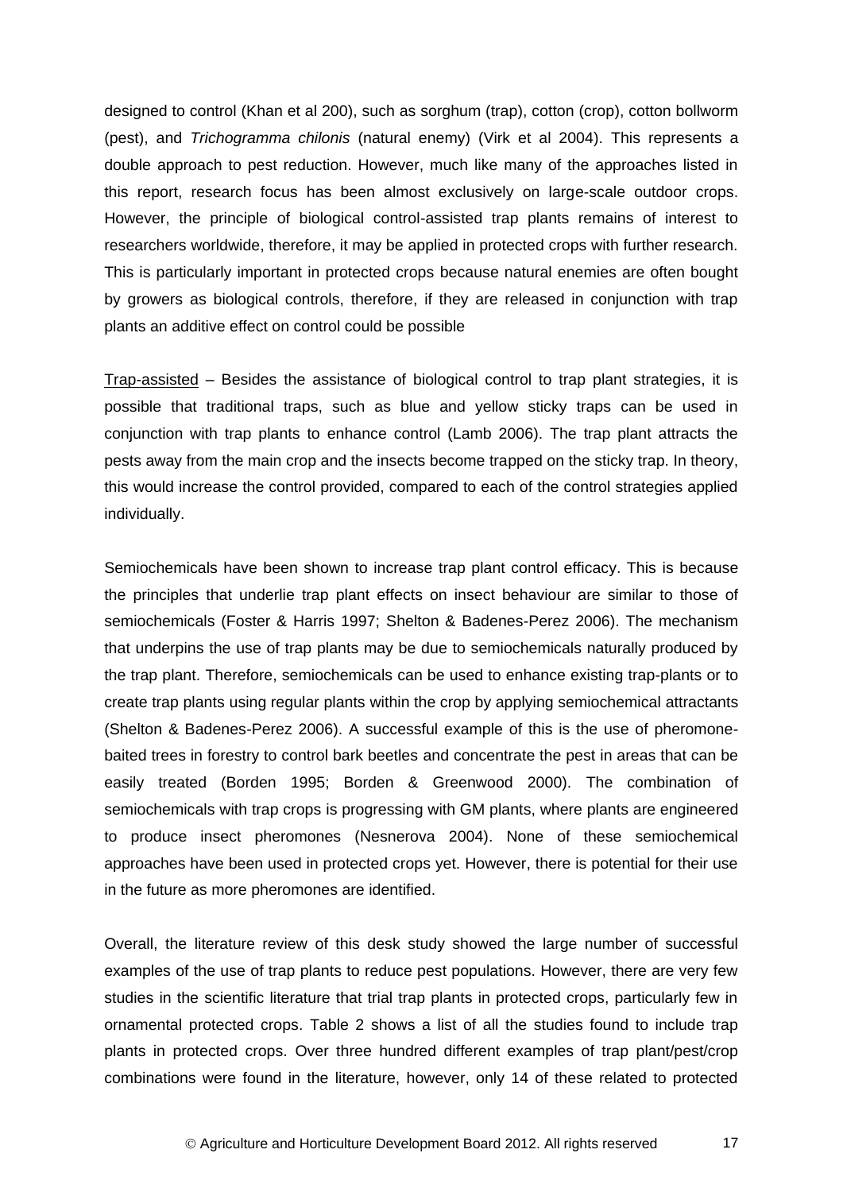designed to control (Khan et al 200), such as sorghum (trap), cotton (crop), cotton bollworm (pest), and *Trichogramma chilonis* (natural enemy) (Virk et al 2004). This represents a double approach to pest reduction. However, much like many of the approaches listed in this report, research focus has been almost exclusively on large-scale outdoor crops. However, the principle of biological control-assisted trap plants remains of interest to researchers worldwide, therefore, it may be applied in protected crops with further research. This is particularly important in protected crops because natural enemies are often bought by growers as biological controls, therefore, if they are released in conjunction with trap plants an additive effect on control could be possible

<u>Trap-assisted</u> – Besides the assistance of biological control to trap plant strategies, it is possible that traditional traps, such as blue and yellow sticky traps can be used in conjunction with trap plants to enhance control (Lamb 2006). The trap plant attracts the pests away from the main crop and the insects become trapped on the sticky trap. In theory, this would increase the control provided, compared to each of the control strategies applied individually.

Semiochemicals have been shown to increase trap plant control efficacy. This is because the principles that underlie trap plant effects on insect behaviour are similar to those of semiochemicals (Foster & Harris 1997; Shelton & Badenes-Perez 2006). The mechanism that underpins the use of trap plants may be due to semiochemicals naturally produced by the trap plant. Therefore, semiochemicals can be used to enhance existing trap-plants or to create trap plants using regular plants within the crop by applying semiochemical attractants (Shelton & Badenes-Perez 2006). A successful example of this is the use of pheromone-baited trees in forestry to control bark beetles and concentrate the pest in areas that can be easily treated (Borden 1995; Borden & Greenwood 2000). The combination of semiochemicals with trap crops is progressing with GM plants, where plants are engineered to produce insect pheromones (Nesnerova 2004). None of these semiochemical approaches have been used in protected crops yet. However, there is potential for their use in the future as more pheromones are identified.

Overall, the literature review of this desk study showed the large number of successful examples of the use of trap plants to reduce pest populations. However, there are very few studies in the scientific literature that trial trap plants in protected crops, particularly few in ornamental protected crops. Table 2 shows a list of all the studies found to include trap plants in protected crops. Over three hundred different examples of trap plant/pest/crop combinations were found in the literature, however, only 14 of these related to protected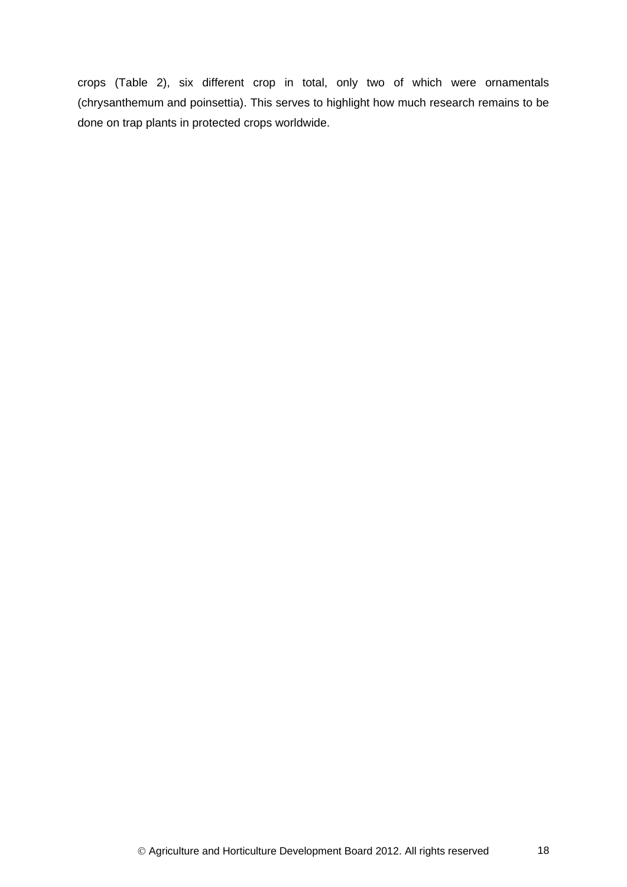crops (Table 2), six different crop in total, only two of which were ornamentals (chrysanthemum and poinsettia). This serves to highlight how much research remains to be done on trap plants in protected crops worldwide.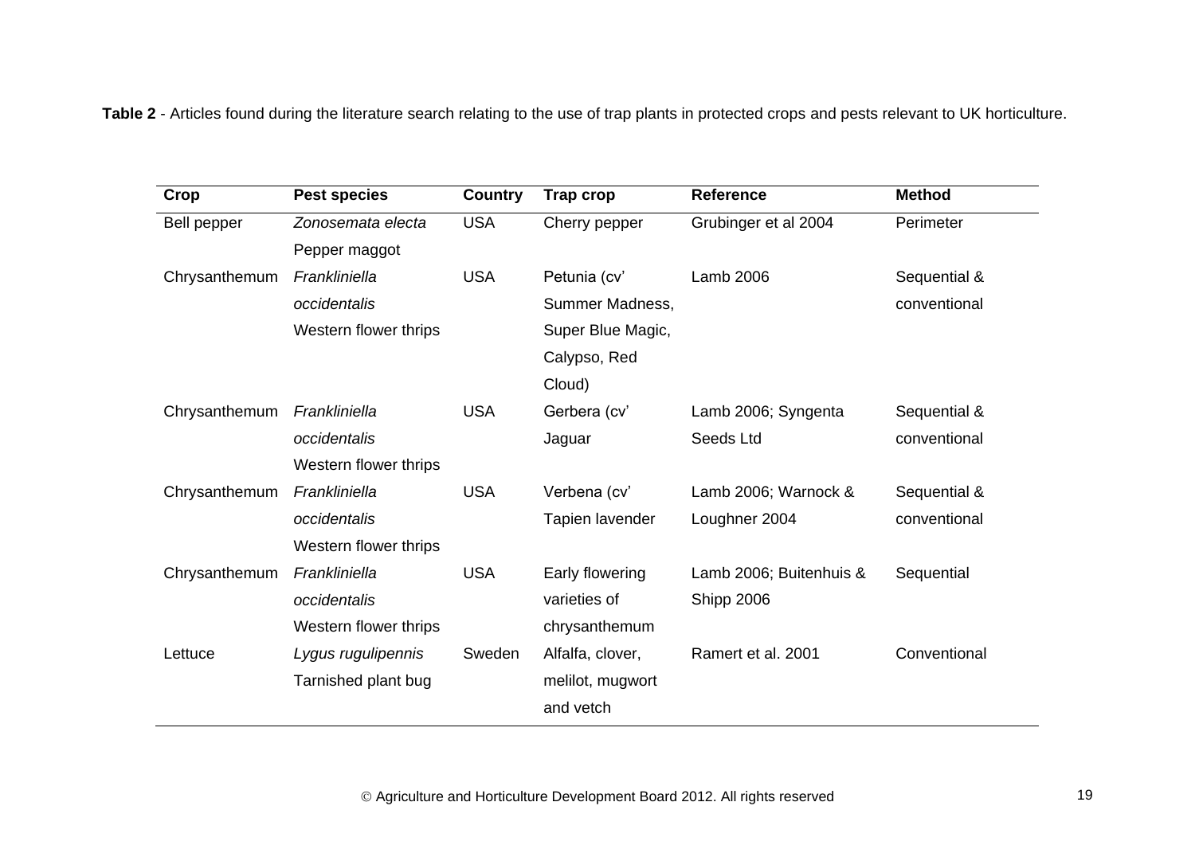**Table 2** - Articles found during the literature search relating to the use of trap plants in protected crops and pests relevant to UK horticulture.

| Crop | Pest species | Country | Trap crop | Reference | Method |
|---|---|---|---|---|---|
| Bell pepper | *Zonosemata electa* Pepper maggot | USA | Cherry pepper | Grubinger et al 2004 | Perimeter |
| Chrysanthemum | *Frankliniella occidentalis* Western flower thrips | USA | Petunia (cv' Summer Madness, Super Blue Magic, Calypso, Red Cloud) | Lamb 2006 | Sequential & conventional |
| Chrysanthemum | *Frankliniella occidentalis* Western flower thrips | USA | Gerbera (cv' Jaguar | Lamb 2006; Syngenta Seeds Ltd | Sequential & conventional |
| Chrysanthemum | *Frankliniella occidentalis* Western flower thrips | USA | Verbena (cv' Tapien lavender | Lamb 2006; Warnock & Loughner 2004 | Sequential & conventional |
| Chrysanthemum | *Frankliniella occidentalis* Western flower thrips | USA | Early flowering varieties of chrysanthemum | Lamb 2006; Buitenhuis & Shipp 2006 | Sequential |
| Lettuce | *Lygus rugulipennis* Tarnished plant bug | Sweden | Alfalfa, clover, melilot, mugwort and vetch | Ramert et al. 2001 | Conventional |

© Agriculture and Horticulture Development Board 2012. All rights reserved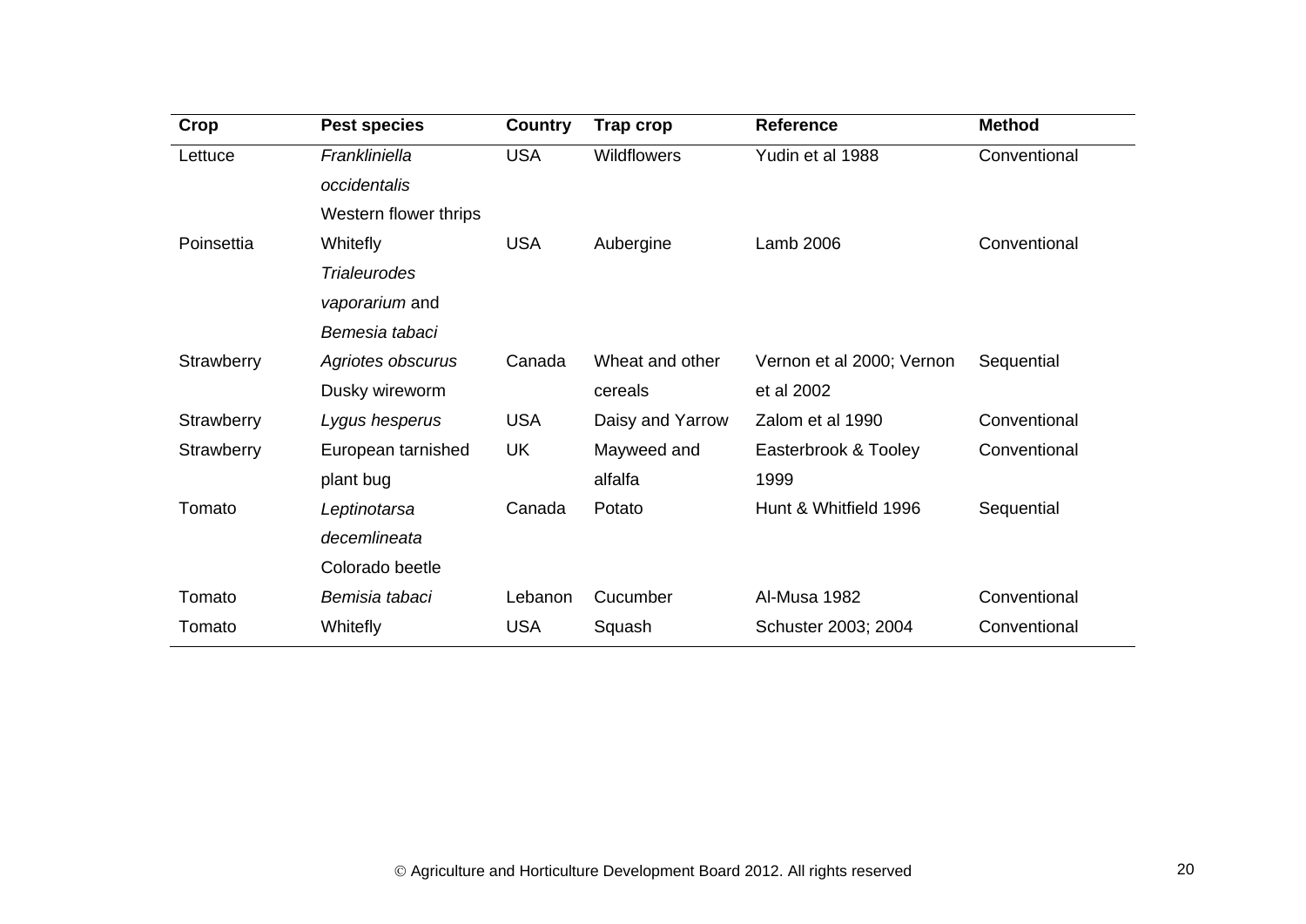| Crop | Pest species | Country | Trap crop | Reference | Method |
|---|---|---|---|---|---|
| Lettuce | *Frankliniella occidentalis* Western flower thrips | USA | Wildflowers | Yudin et al 1988 | Conventional |
| Poinsettia | Whitefly *Trialeurodes vaporarium* and *Bemesia tabaci* | USA | Aubergine | Lamb 2006 | Conventional |
| Strawberry | *Agriotes obscurus* Dusky wireworm | Canada | Wheat and other cereals | Vernon et al 2000; Vernon et al 2002 | Sequential |
| Strawberry | *Lygus hesperus* | USA | Daisy and Yarrow | Zalom et al 1990 | Conventional |
| Strawberry | European tarnished plant bug | UK | Mayweed and alfalfa | Easterbrook & Tooley 1999 | Conventional |
| Tomato | *Leptinotarsa decemlineata* Colorado beetle | Canada | Potato | Hunt & Whitfield 1996 | Sequential |
| Tomato | *Bemisia tabaci* | Lebanon | Cucumber | Al-Musa 1982 | Conventional |
| Tomato | Whitefly | USA | Squash | Schuster 2003; 2004 | Conventional |

© Agriculture and Horticulture Development Board 2012. All rights reserved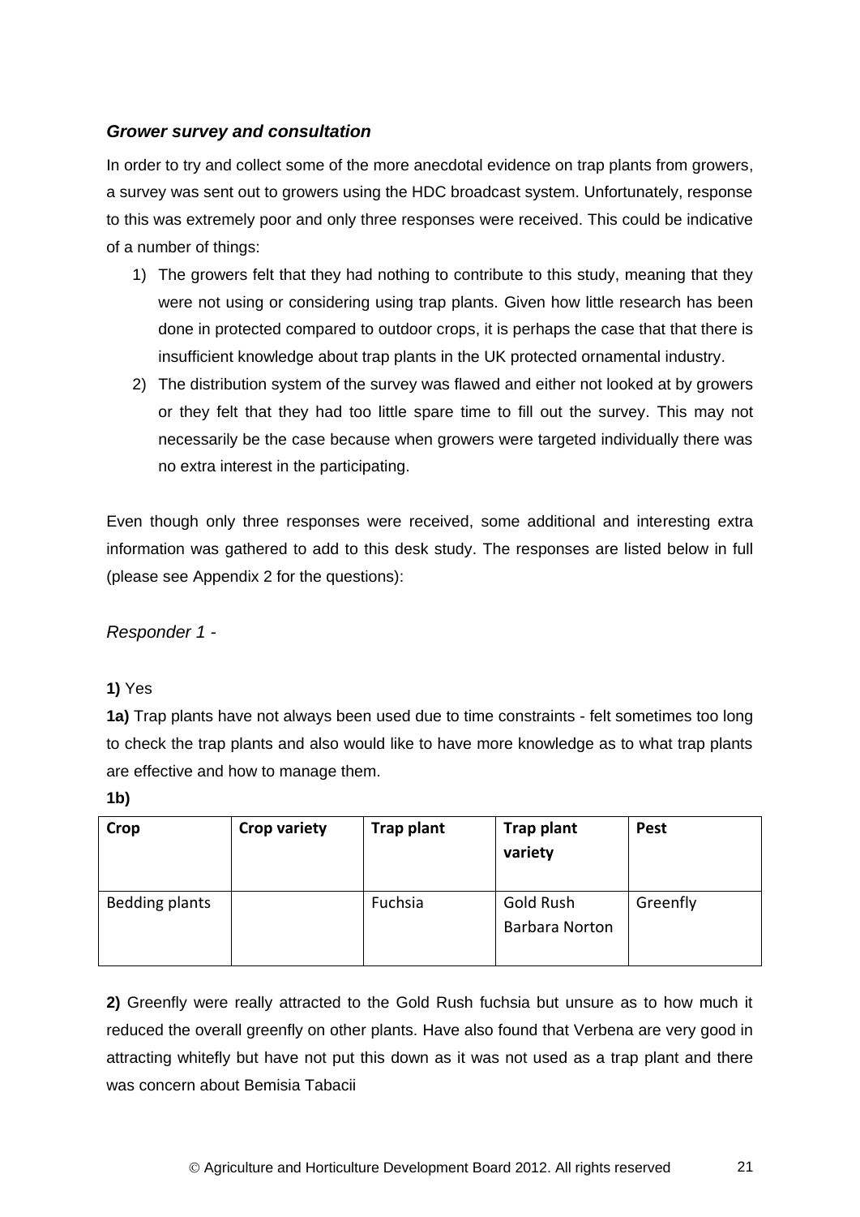### *Grower survey and consultation*

In order to try and collect some of the more anecdotal evidence on trap plants from growers, a survey was sent out to growers using the HDC broadcast system. Unfortunately, response to this was extremely poor and only three responses were received. This could be indicative of a number of things:

1) The growers felt that they had nothing to contribute to this study, meaning that they were not using or considering using trap plants. Given how little research has been done in protected compared to outdoor crops, it is perhaps the case that that there is insufficient knowledge about trap plants in the UK protected ornamental industry.
2) The distribution system of the survey was flawed and either not looked at by growers or they felt that they had too little spare time to fill out the survey. This may not necessarily be the case because when growers were targeted individually there was no extra interest in the participating.

Even though only three responses were received, some additional and interesting extra information was gathered to add to this desk study. The responses are listed below in full (please see Appendix 2 for the questions):

*Responder 1 -*

**1)** Yes

**1a)** Trap plants have not always been used due to time constraints - felt sometimes too long to check the trap plants and also would like to have more knowledge as to what trap plants are effective and how to manage them.

**1b)**

| Crop | Crop variety | Trap plant | Trap plant variety | Pest |
|---|---|---|---|---|
| Bedding plants | | Fuchsia | Gold Rush<br>Barbara Norton | Greenfly |

**2)** Greenfly were really attracted to the Gold Rush fuchsia but unsure as to how much it reduced the overall greenfly on other plants. Have also found that Verbena are very good in attracting whitefly but have not put this down as it was not used as a trap plant and there was concern about Bemisia Tabacii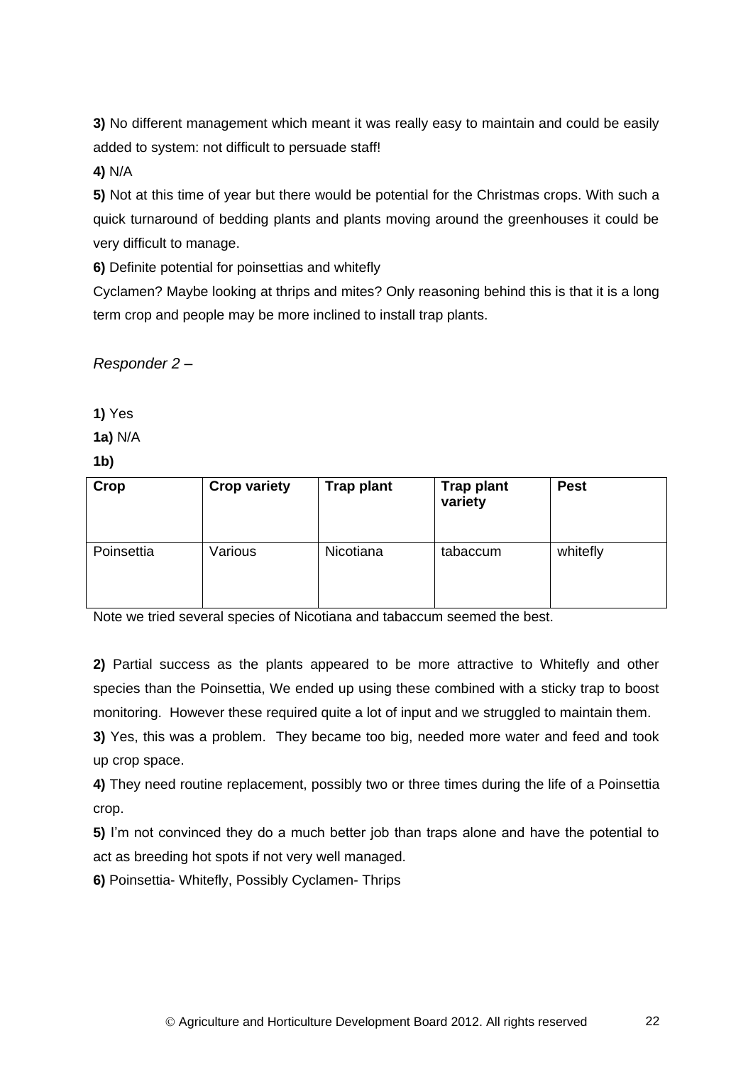**3)** No different management which meant it was really easy to maintain and could be easily added to system: not difficult to persuade staff!

**4)** N/A

**5)** Not at this time of year but there would be potential for the Christmas crops. With such a quick turnaround of bedding plants and plants moving around the greenhouses it could be very difficult to manage.

**6)** Definite potential for poinsettias and whitefly

Cyclamen? Maybe looking at thrips and mites? Only reasoning behind this is that it is a long term crop and people may be more inclined to install trap plants.

*Responder 2 –*

**1)** Yes

**1a)** N/A

**1b)**

| Crop | Crop variety | Trap plant | Trap plant variety | Pest |
|---|---|---|---|---|
| Poinsettia | Various | Nicotiana | tabaccum | whitefly |

Note we tried several species of Nicotiana and tabaccum seemed the best.

**2)** Partial success as the plants appeared to be more attractive to Whitefly and other species than the Poinsettia, We ended up using these combined with a sticky trap to boost monitoring. However these required quite a lot of input and we struggled to maintain them.

**3)** Yes, this was a problem. They became too big, needed more water and feed and took up crop space.

**4)** They need routine replacement, possibly two or three times during the life of a Poinsettia crop.

**5)** I'm not convinced they do a much better job than traps alone and have the potential to act as breeding hot spots if not very well managed.

**6)** Poinsettia- Whitefly, Possibly Cyclamen- Thrips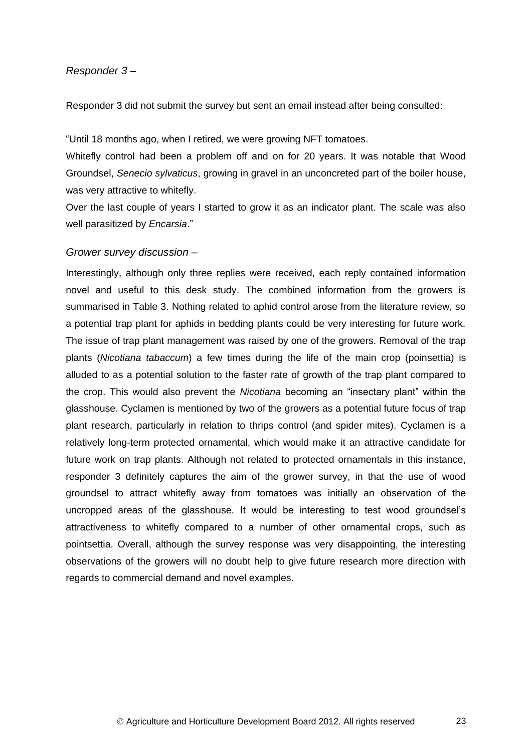*Responder 3 –*

Responder 3 did not submit the survey but sent an email instead after being consulted:

"Until 18 months ago, when I retired, we were growing NFT tomatoes.
Whitefly control had been a problem off and on for 20 years. It was notable that Wood Groundsel, *Senecio sylvaticus*, growing in gravel in an unconcreted part of the boiler house, was very attractive to whitefly.
Over the last couple of years I started to grow it as an indicator plant. The scale was also well parasitized by *Encarsia*."

*Grower survey discussion –*

Interestingly, although only three replies were received, each reply contained information novel and useful to this desk study. The combined information from the growers is summarised in Table 3. Nothing related to aphid control arose from the literature review, so a potential trap plant for aphids in bedding plants could be very interesting for future work. The issue of trap plant management was raised by one of the growers. Removal of the trap plants (*Nicotiana tabaccum*) a few times during the life of the main crop (poinsettia) is alluded to as a potential solution to the faster rate of growth of the trap plant compared to the crop. This would also prevent the *Nicotiana* becoming an "insectary plant" within the glasshouse. Cyclamen is mentioned by two of the growers as a potential future focus of trap plant research, particularly in relation to thrips control (and spider mites). Cyclamen is a relatively long-term protected ornamental, which would make it an attractive candidate for future work on trap plants. Although not related to protected ornamentals in this instance, responder 3 definitely captures the aim of the grower survey, in that the use of wood groundsel to attract whitefly away from tomatoes was initially an observation of the uncropped areas of the glasshouse. It would be interesting to test wood groundsel's attractiveness to whitefly compared to a number of other ornamental crops, such as pointsettia. Overall, although the survey response was very disappointing, the interesting observations of the growers will no doubt help to give future research more direction with regards to commercial demand and novel examples.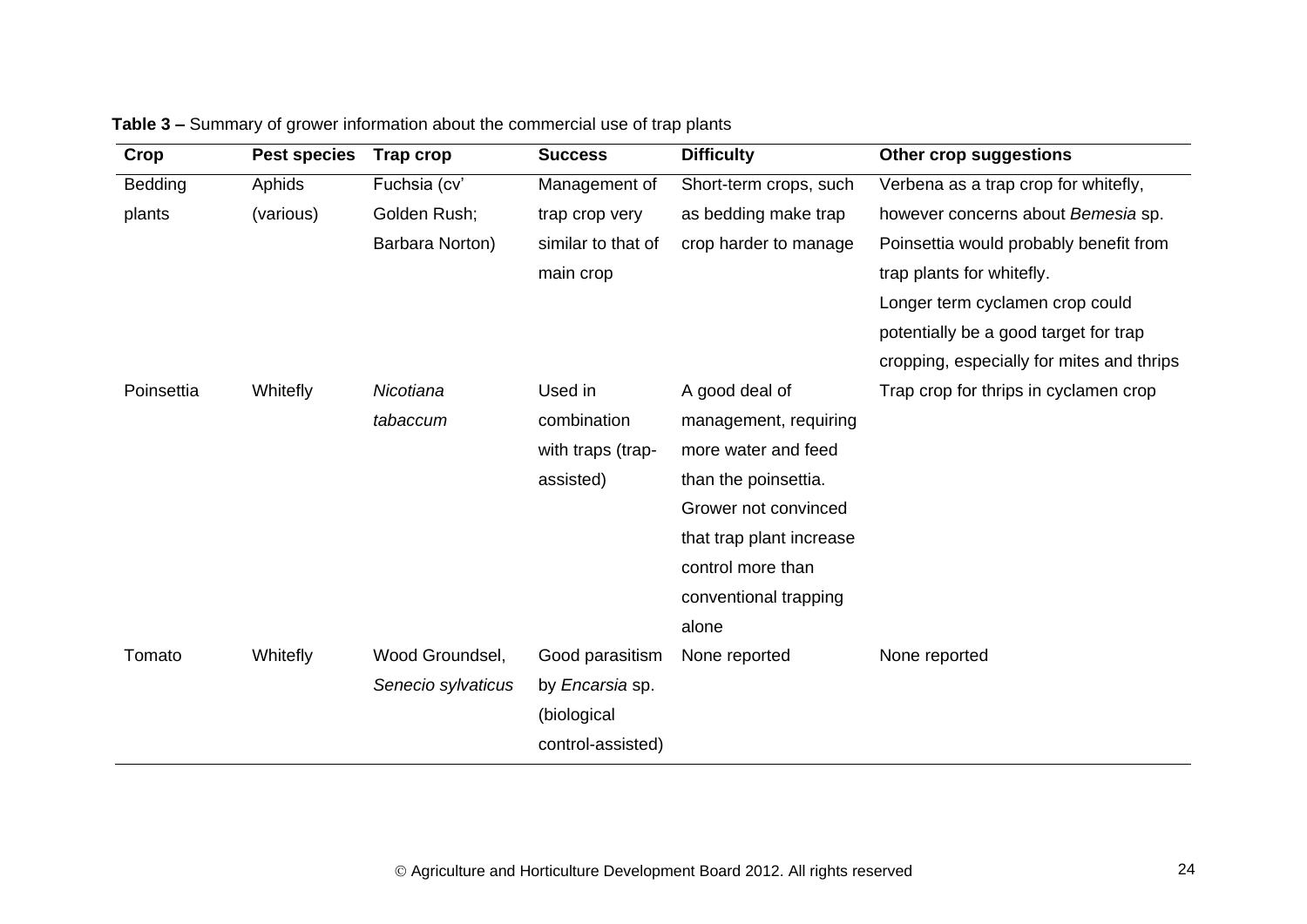**Table 3 –** Summary of grower information about the commercial use of trap plants

| Crop | Pest species | Trap crop | Success | Difficulty | Other crop suggestions |
|---|---|---|---|---|---|
| Bedding plants | Aphids (various) | Fuchsia (cv' Golden Rush; Barbara Norton) | Management of trap crop very similar to that of main crop | Short-term crops, such as bedding make trap crop harder to manage | Verbena as a trap crop for whitefly, however concerns about *Bemesia* sp. Poinsettia would probably benefit from trap plants for whitefly. Longer term cyclamen crop could potentially be a good target for trap cropping, especially for mites and thrips |
| Poinsettia | Whitefly | *Nicotiana tabaccum* | Used in combination with traps (trap-assisted) | A good deal of management, requiring more water and feed than the poinsettia. Grower not convinced that trap plant increase control more than conventional trapping alone | Trap crop for thrips in cyclamen crop |
| Tomato | Whitefly | Wood Groundsel, *Senecio sylvaticus* | Good parasitism by *Encarsia* sp. (biological control-assisted) | None reported | None reported |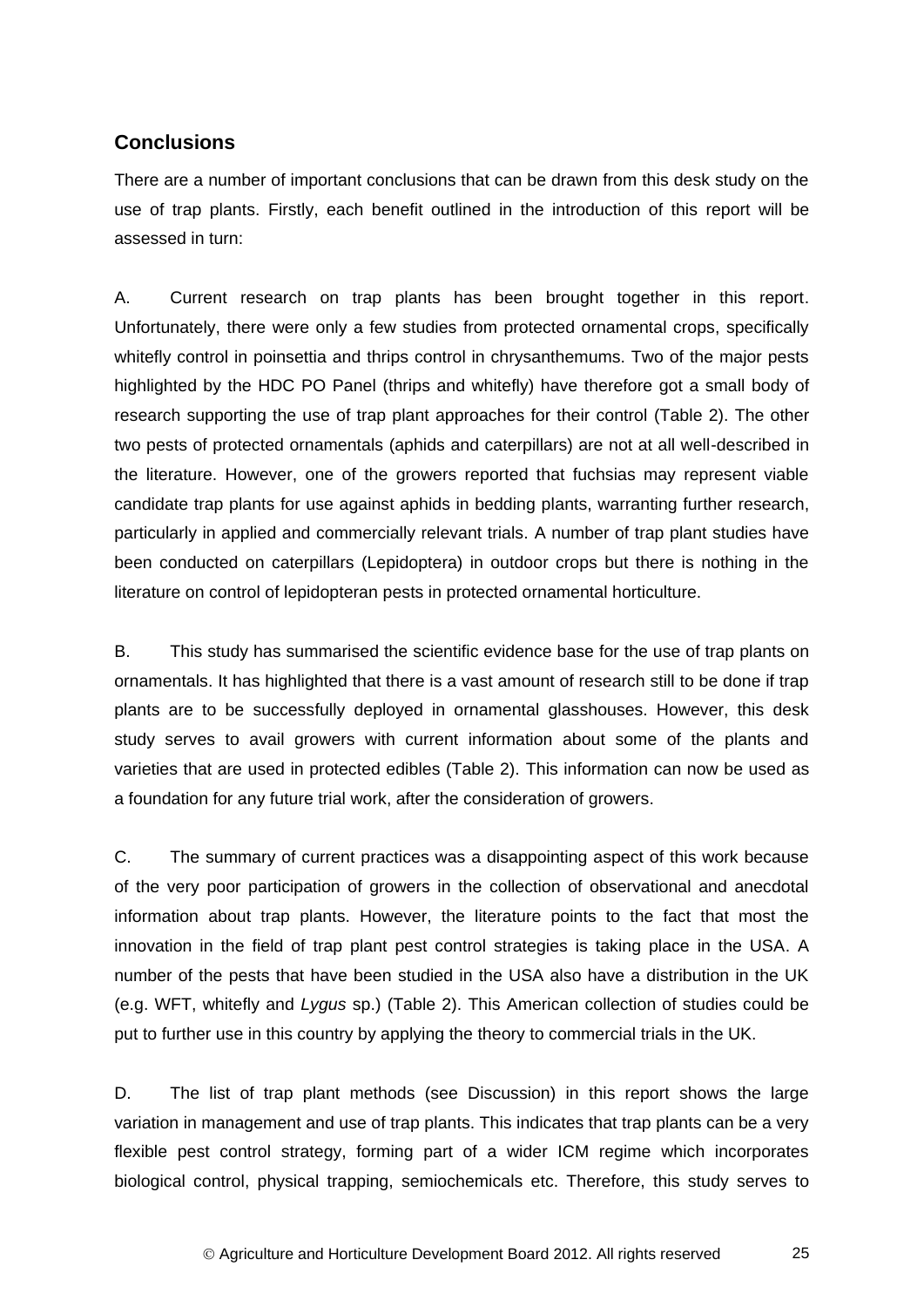## Conclusions

There are a number of important conclusions that can be drawn from this desk study on the use of trap plants. Firstly, each benefit outlined in the introduction of this report will be assessed in turn:

A. Current research on trap plants has been brought together in this report. Unfortunately, there were only a few studies from protected ornamental crops, specifically whitefly control in poinsettia and thrips control in chrysanthemums. Two of the major pests highlighted by the HDC PO Panel (thrips and whitefly) have therefore got a small body of research supporting the use of trap plant approaches for their control (Table 2). The other two pests of protected ornamentals (aphids and caterpillars) are not at all well-described in the literature. However, one of the growers reported that fuchsias may represent viable candidate trap plants for use against aphids in bedding plants, warranting further research, particularly in applied and commercially relevant trials. A number of trap plant studies have been conducted on caterpillars (Lepidoptera) in outdoor crops but there is nothing in the literature on control of lepidopteran pests in protected ornamental horticulture.

B. This study has summarised the scientific evidence base for the use of trap plants on ornamentals. It has highlighted that there is a vast amount of research still to be done if trap plants are to be successfully deployed in ornamental glasshouses. However, this desk study serves to avail growers with current information about some of the plants and varieties that are used in protected edibles (Table 2). This information can now be used as a foundation for any future trial work, after the consideration of growers.

C. The summary of current practices was a disappointing aspect of this work because of the very poor participation of growers in the collection of observational and anecdotal information about trap plants. However, the literature points to the fact that most the innovation in the field of trap plant pest control strategies is taking place in the USA. A number of the pests that have been studied in the USA also have a distribution in the UK (e.g. WFT, whitefly and *Lygus* sp.) (Table 2). This American collection of studies could be put to further use in this country by applying the theory to commercial trials in the UK.

D. The list of trap plant methods (see Discussion) in this report shows the large variation in management and use of trap plants. This indicates that trap plants can be a very flexible pest control strategy, forming part of a wider ICM regime which incorporates biological control, physical trapping, semiochemicals etc. Therefore, this study serves to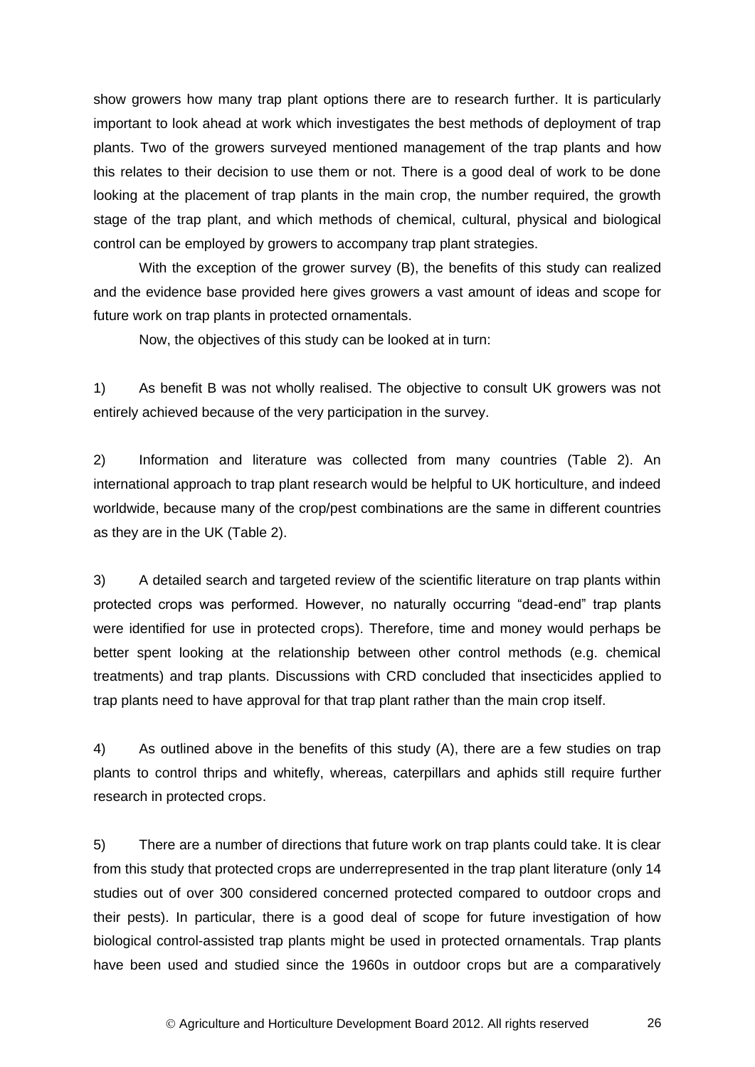show growers how many trap plant options there are to research further. It is particularly important to look ahead at work which investigates the best methods of deployment of trap plants. Two of the growers surveyed mentioned management of the trap plants and how this relates to their decision to use them or not. There is a good deal of work to be done looking at the placement of trap plants in the main crop, the number required, the growth stage of the trap plant, and which methods of chemical, cultural, physical and biological control can be employed by growers to accompany trap plant strategies.

With the exception of the grower survey (B), the benefits of this study can realized and the evidence base provided here gives growers a vast amount of ideas and scope for future work on trap plants in protected ornamentals.

Now, the objectives of this study can be looked at in turn:

1) As benefit B was not wholly realised. The objective to consult UK growers was not entirely achieved because of the very participation in the survey.

2) Information and literature was collected from many countries (Table 2). An international approach to trap plant research would be helpful to UK horticulture, and indeed worldwide, because many of the crop/pest combinations are the same in different countries as they are in the UK (Table 2).

3) A detailed search and targeted review of the scientific literature on trap plants within protected crops was performed. However, no naturally occurring "dead-end" trap plants were identified for use in protected crops). Therefore, time and money would perhaps be better spent looking at the relationship between other control methods (e.g. chemical treatments) and trap plants. Discussions with CRD concluded that insecticides applied to trap plants need to have approval for that trap plant rather than the main crop itself.

4) As outlined above in the benefits of this study (A), there are a few studies on trap plants to control thrips and whitefly, whereas, caterpillars and aphids still require further research in protected crops.

5) There are a number of directions that future work on trap plants could take. It is clear from this study that protected crops are underrepresented in the trap plant literature (only 14 studies out of over 300 considered concerned protected compared to outdoor crops and their pests). In particular, there is a good deal of scope for future investigation of how biological control-assisted trap plants might be used in protected ornamentals. Trap plants have been used and studied since the 1960s in outdoor crops but are a comparatively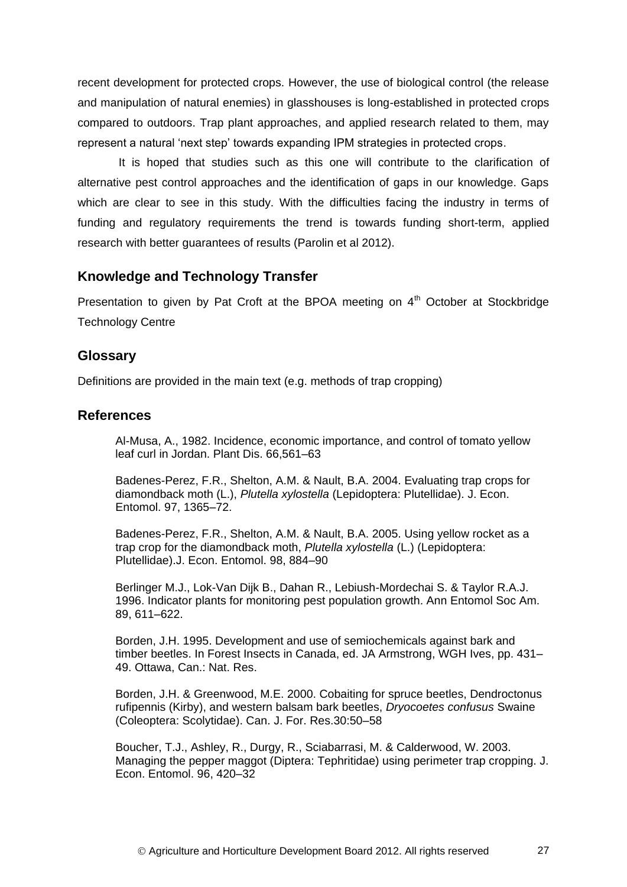recent development for protected crops. However, the use of biological control (the release and manipulation of natural enemies) in glasshouses is long-established in protected crops compared to outdoors. Trap plant approaches, and applied research related to them, may represent a natural 'next step' towards expanding IPM strategies in protected crops.

It is hoped that studies such as this one will contribute to the clarification of alternative pest control approaches and the identification of gaps in our knowledge. Gaps which are clear to see in this study. With the difficulties facing the industry in terms of funding and regulatory requirements the trend is towards funding short-term, applied research with better guarantees of results (Parolin et al 2012).

## Knowledge and Technology Transfer

Presentation to given by Pat Croft at the BPOA meeting on 4th October at Stockbridge Technology Centre

## Glossary

Definitions are provided in the main text (e.g. methods of trap cropping)

## References

Al-Musa, A., 1982. Incidence, economic importance, and control of tomato yellow leaf curl in Jordan. Plant Dis. 66,561–63

Badenes-Perez, F.R., Shelton, A.M. & Nault, B.A. 2004. Evaluating trap crops for diamondback moth (L.), *Plutella xylostella* (Lepidoptera: Plutellidae). J. Econ. Entomol. 97, 1365–72.

Badenes-Perez, F.R., Shelton, A.M. & Nault, B.A. 2005. Using yellow rocket as a trap crop for the diamondback moth, *Plutella xylostella* (L.) (Lepidoptera: Plutellidae).J. Econ. Entomol. 98, 884–90

Berlinger M.J., Lok-Van Dijk B., Dahan R., Lebiush-Mordechai S. & Taylor R.A.J. 1996. Indicator plants for monitoring pest population growth. Ann Entomol Soc Am. 89, 611–622.

Borden, J.H. 1995. Development and use of semiochemicals against bark and timber beetles. In Forest Insects in Canada, ed. JA Armstrong, WGH Ives, pp. 431–49. Ottawa, Can.: Nat. Res.

Borden, J.H. & Greenwood, M.E. 2000. Cobaiting for spruce beetles, Dendroctonus rufipennis (Kirby), and western balsam bark beetles, *Dryocoetes confusus* Swaine (Coleoptera: Scolytidae). Can. J. For. Res.30:50–58

Boucher, T.J., Ashley, R., Durgy, R., Sciabarrasi, M. & Calderwood, W. 2003. Managing the pepper maggot (Diptera: Tephritidae) using perimeter trap cropping. J. Econ. Entomol. 96, 420–32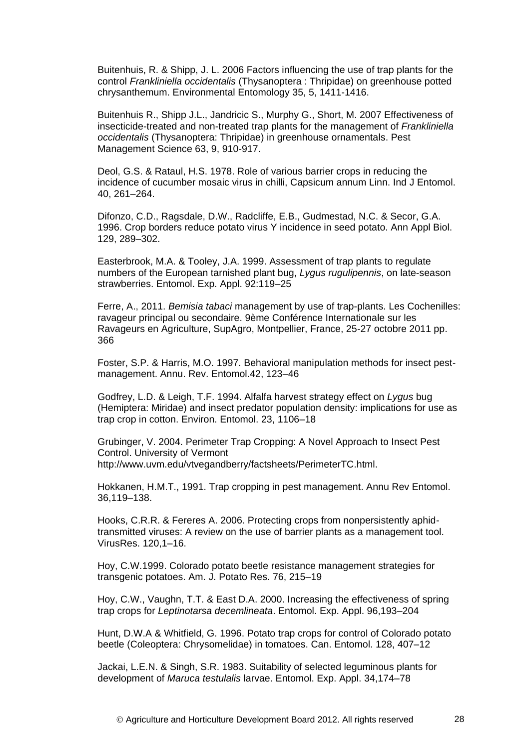Buitenhuis, R. & Shipp, J. L. 2006 Factors influencing the use of trap plants for the control *Frankliniella occidentalis* (Thysanoptera : Thripidae) on greenhouse potted chrysanthemum. Environmental Entomology 35, 5, 1411-1416.

Buitenhuis R., Shipp J.L., Jandricic S., Murphy G., Short, M. 2007 Effectiveness of insecticide-treated and non-treated trap plants for the management of *Frankliniella occidentalis* (Thysanoptera: Thripidae) in greenhouse ornamentals. Pest Management Science 63, 9, 910-917.

Deol, G.S. & Rataul, H.S. 1978. Role of various barrier crops in reducing the incidence of cucumber mosaic virus in chilli, Capsicum annum Linn. Ind J Entomol. 40, 261–264.

Difonzo, C.D., Ragsdale, D.W., Radcliffe, E.B., Gudmestad, N.C. & Secor, G.A. 1996. Crop borders reduce potato virus Y incidence in seed potato. Ann Appl Biol. 129, 289–302.

Easterbrook, M.A. & Tooley, J.A. 1999. Assessment of trap plants to regulate numbers of the European tarnished plant bug, *Lygus rugulipennis*, on late-season strawberries. Entomol. Exp. Appl. 92:119–25

Ferre, A., 2011. *Bemisia tabaci* management by use of trap-plants. Les Cochenilles: ravageur principal ou secondaire. 9ème Conférence Internationale sur les Ravageurs en Agriculture, SupAgro, Montpellier, France, 25-27 octobre 2011 pp. 366

Foster, S.P. & Harris, M.O. 1997. Behavioral manipulation methods for insect pest-management. Annu. Rev. Entomol.42, 123–46

Godfrey, L.D. & Leigh, T.F. 1994. Alfalfa harvest strategy effect on *Lygus* bug (Hemiptera: Miridae) and insect predator population density: implications for use as trap crop in cotton. Environ. Entomol. 23, 1106–18

Grubinger, V. 2004. Perimeter Trap Cropping: A Novel Approach to Insect Pest Control. University of Vermont http://www.uvm.edu/vtvegandberry/factsheets/PerimeterTC.html.

Hokkanen, H.M.T., 1991. Trap cropping in pest management. Annu Rev Entomol. 36,119–138.

Hooks, C.R.R. & Fereres A. 2006. Protecting crops from nonpersistently aphid-transmitted viruses: A review on the use of barrier plants as a management tool. VirusRes. 120,1–16.

Hoy, C.W.1999. Colorado potato beetle resistance management strategies for transgenic potatoes. Am. J. Potato Res. 76, 215–19

Hoy, C.W., Vaughn, T.T. & East D.A. 2000. Increasing the effectiveness of spring trap crops for *Leptinotarsa decemlineata*. Entomol. Exp. Appl. 96,193–204

Hunt, D.W.A & Whitfield, G. 1996. Potato trap crops for control of Colorado potato beetle (Coleoptera: Chrysomelidae) in tomatoes. Can. Entomol. 128, 407–12

Jackai, L.E.N. & Singh, S.R. 1983. Suitability of selected leguminous plants for development of *Maruca testulalis* larvae. Entomol. Exp. Appl. 34,174–78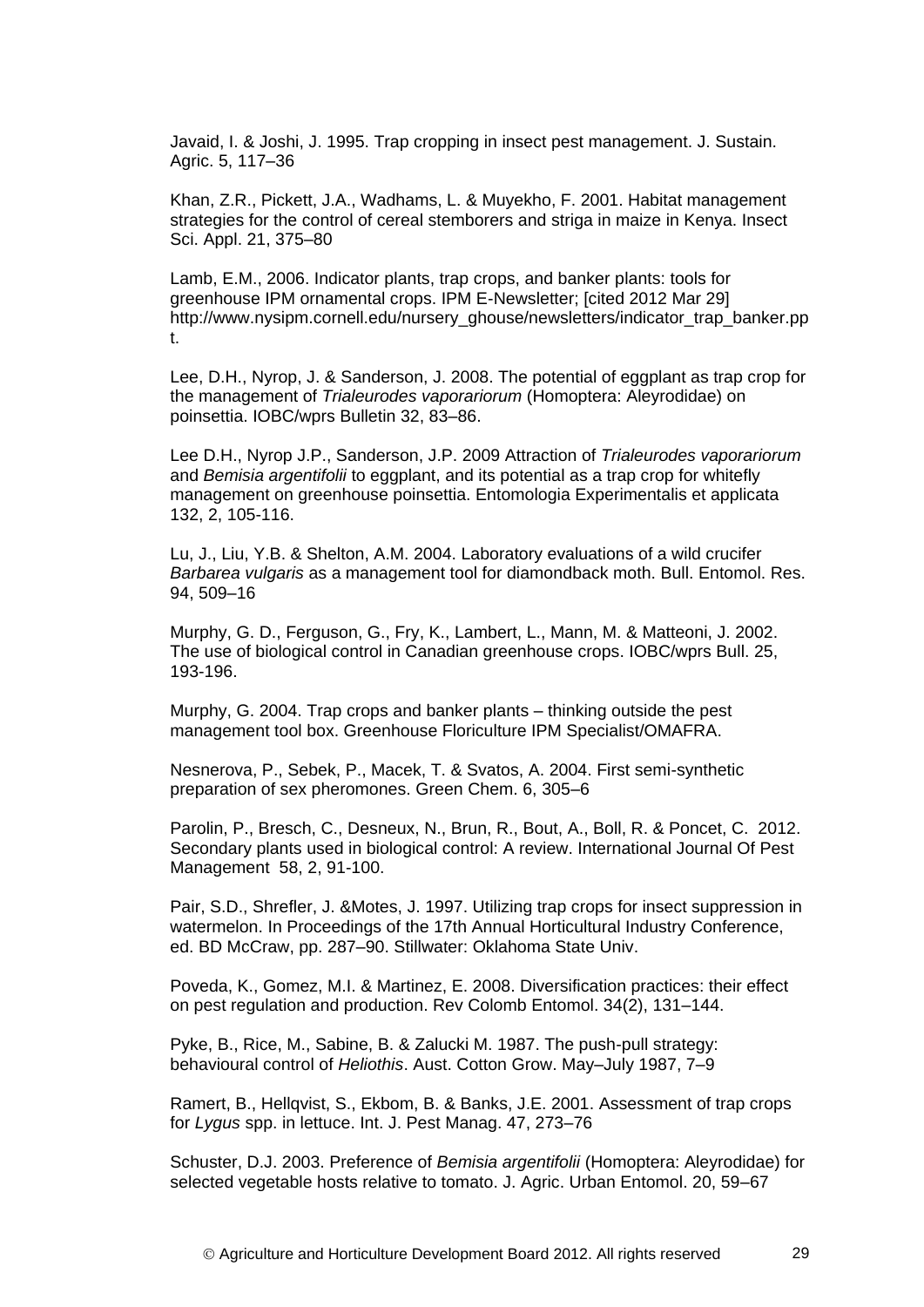Javaid, I. & Joshi, J. 1995. Trap cropping in insect pest management. J. Sustain. Agric. 5, 117–36

Khan, Z.R., Pickett, J.A., Wadhams, L. & Muyekho, F. 2001. Habitat management strategies for the control of cereal stemborers and striga in maize in Kenya. Insect Sci. Appl. 21, 375–80

Lamb, E.M., 2006. Indicator plants, trap crops, and banker plants: tools for greenhouse IPM ornamental crops. IPM E-Newsletter; [cited 2012 Mar 29] http://www.nysipm.cornell.edu/nursery_ghouse/newsletters/indicator_trap_banker.ppt.

Lee, D.H., Nyrop, J. & Sanderson, J. 2008. The potential of eggplant as trap crop for the management of *Trialeurodes vaporariorum* (Homoptera: Aleyrodidae) on poinsettia. IOBC/wprs Bulletin 32, 83–86.

Lee D.H., Nyrop J.P., Sanderson, J.P. 2009 Attraction of *Trialeurodes vaporariorum* and *Bemisia argentifolii* to eggplant, and its potential as a trap crop for whitefly management on greenhouse poinsettia. Entomologia Experimentalis et applicata 132, 2, 105-116.

Lu, J., Liu, Y.B. & Shelton, A.M. 2004. Laboratory evaluations of a wild crucifer *Barbarea vulgaris* as a management tool for diamondback moth. Bull. Entomol. Res. 94, 509–16

Murphy, G. D., Ferguson, G., Fry, K., Lambert, L., Mann, M. & Matteoni, J. 2002. The use of biological control in Canadian greenhouse crops. IOBC/wprs Bull. 25, 193-196.

Murphy, G. 2004. Trap crops and banker plants – thinking outside the pest management tool box. Greenhouse Floriculture IPM Specialist/OMAFRA.

Nesnerova, P., Sebek, P., Macek, T. & Svatos, A. 2004. First semi-synthetic preparation of sex pheromones. Green Chem. 6, 305–6

Parolin, P., Bresch, C., Desneux, N., Brun, R., Bout, A., Boll, R. & Poncet, C. 2012. Secondary plants used in biological control: A review. International Journal Of Pest Management 58, 2, 91-100.

Pair, S.D., Shrefler, J. &Motes, J. 1997. Utilizing trap crops for insect suppression in watermelon. In Proceedings of the 17th Annual Horticultural Industry Conference, ed. BD McCraw, pp. 287–90. Stillwater: Oklahoma State Univ.

Poveda, K., Gomez, M.I. & Martinez, E. 2008. Diversification practices: their effect on pest regulation and production. Rev Colomb Entomol. 34(2), 131–144.

Pyke, B., Rice, M., Sabine, B. & Zalucki M. 1987. The push-pull strategy: behavioural control of *Heliothis*. Aust. Cotton Grow. May–July 1987, 7–9

Ramert, B., Hellqvist, S., Ekbom, B. & Banks, J.E. 2001. Assessment of trap crops for *Lygus* spp. in lettuce. Int. J. Pest Manag. 47, 273–76

Schuster, D.J. 2003. Preference of *Bemisia argentifolii* (Homoptera: Aleyrodidae) for selected vegetable hosts relative to tomato. J. Agric. Urban Entomol. 20, 59–67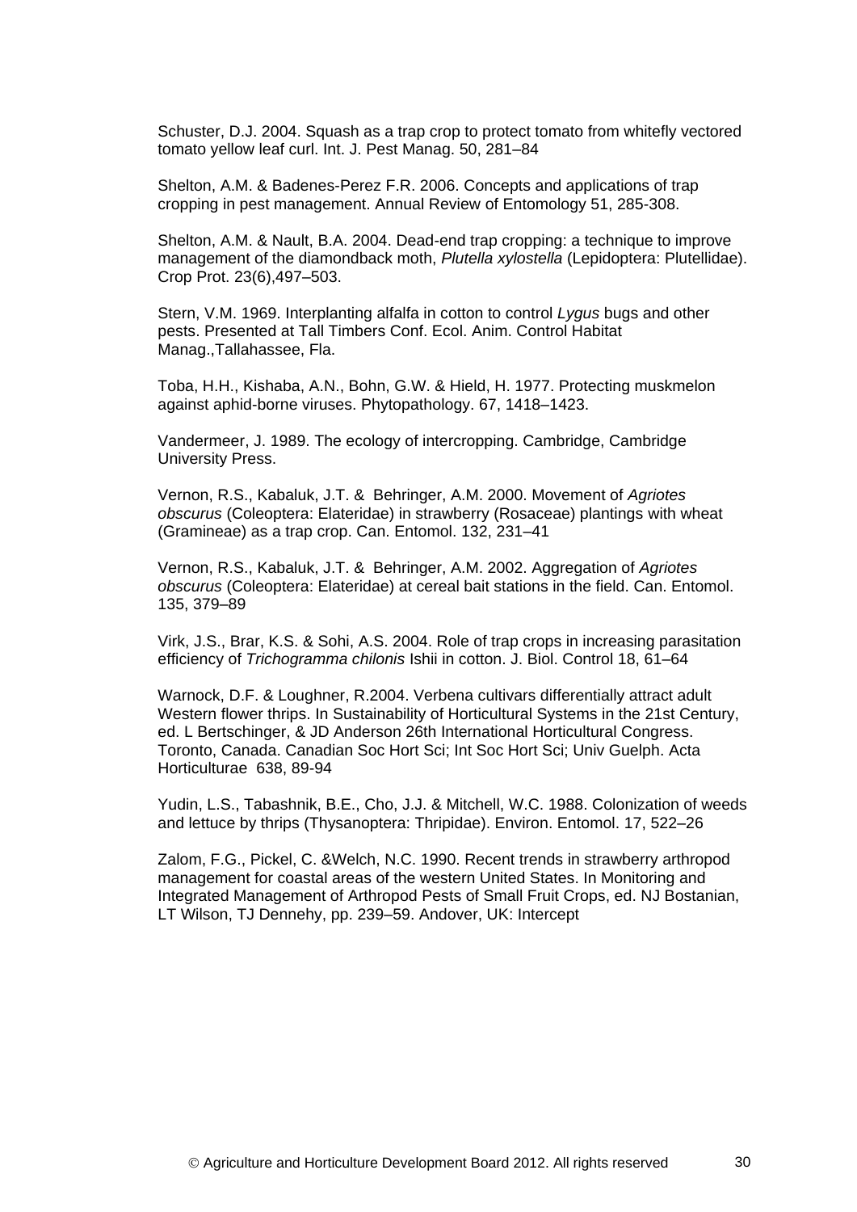Schuster, D.J. 2004. Squash as a trap crop to protect tomato from whitefly vectored tomato yellow leaf curl. Int. J. Pest Manag. 50, 281–84

Shelton, A.M. & Badenes-Perez F.R. 2006. Concepts and applications of trap cropping in pest management. Annual Review of Entomology 51, 285-308.

Shelton, A.M. & Nault, B.A. 2004. Dead-end trap cropping: a technique to improve management of the diamondback moth, *Plutella xylostella* (Lepidoptera: Plutellidae). Crop Prot. 23(6),497–503.

Stern, V.M. 1969. Interplanting alfalfa in cotton to control *Lygus* bugs and other pests. Presented at Tall Timbers Conf. Ecol. Anim. Control Habitat Manag.,Tallahassee, Fla.

Toba, H.H., Kishaba, A.N., Bohn, G.W. & Hield, H. 1977. Protecting muskmelon against aphid-borne viruses. Phytopathology. 67, 1418–1423.

Vandermeer, J. 1989. The ecology of intercropping. Cambridge, Cambridge University Press.

Vernon, R.S., Kabaluk, J.T. & Behringer, A.M. 2000. Movement of *Agriotes obscurus* (Coleoptera: Elateridae) in strawberry (Rosaceae) plantings with wheat (Gramineae) as a trap crop. Can. Entomol. 132, 231–41

Vernon, R.S., Kabaluk, J.T. & Behringer, A.M. 2002. Aggregation of *Agriotes obscurus* (Coleoptera: Elateridae) at cereal bait stations in the field. Can. Entomol. 135, 379–89

Virk, J.S., Brar, K.S. & Sohi, A.S. 2004. Role of trap crops in increasing parasitation efficiency of *Trichogramma chilonis* Ishii in cotton. J. Biol. Control 18, 61–64

Warnock, D.F. & Loughner, R.2004. Verbena cultivars differentially attract adult Western flower thrips. In Sustainability of Horticultural Systems in the 21st Century, ed. L Bertschinger, & JD Anderson 26th International Horticultural Congress. Toronto, Canada. Canadian Soc Hort Sci; Int Soc Hort Sci; Univ Guelph. Acta Horticulturae 638, 89-94

Yudin, L.S., Tabashnik, B.E., Cho, J.J. & Mitchell, W.C. 1988. Colonization of weeds and lettuce by thrips (Thysanoptera: Thripidae). Environ. Entomol. 17, 522–26

Zalom, F.G., Pickel, C. &Welch, N.C. 1990. Recent trends in strawberry arthropod management for coastal areas of the western United States. In Monitoring and Integrated Management of Arthropod Pests of Small Fruit Crops, ed. NJ Bostanian, LT Wilson, TJ Dennehy, pp. 239–59. Andover, UK: Intercept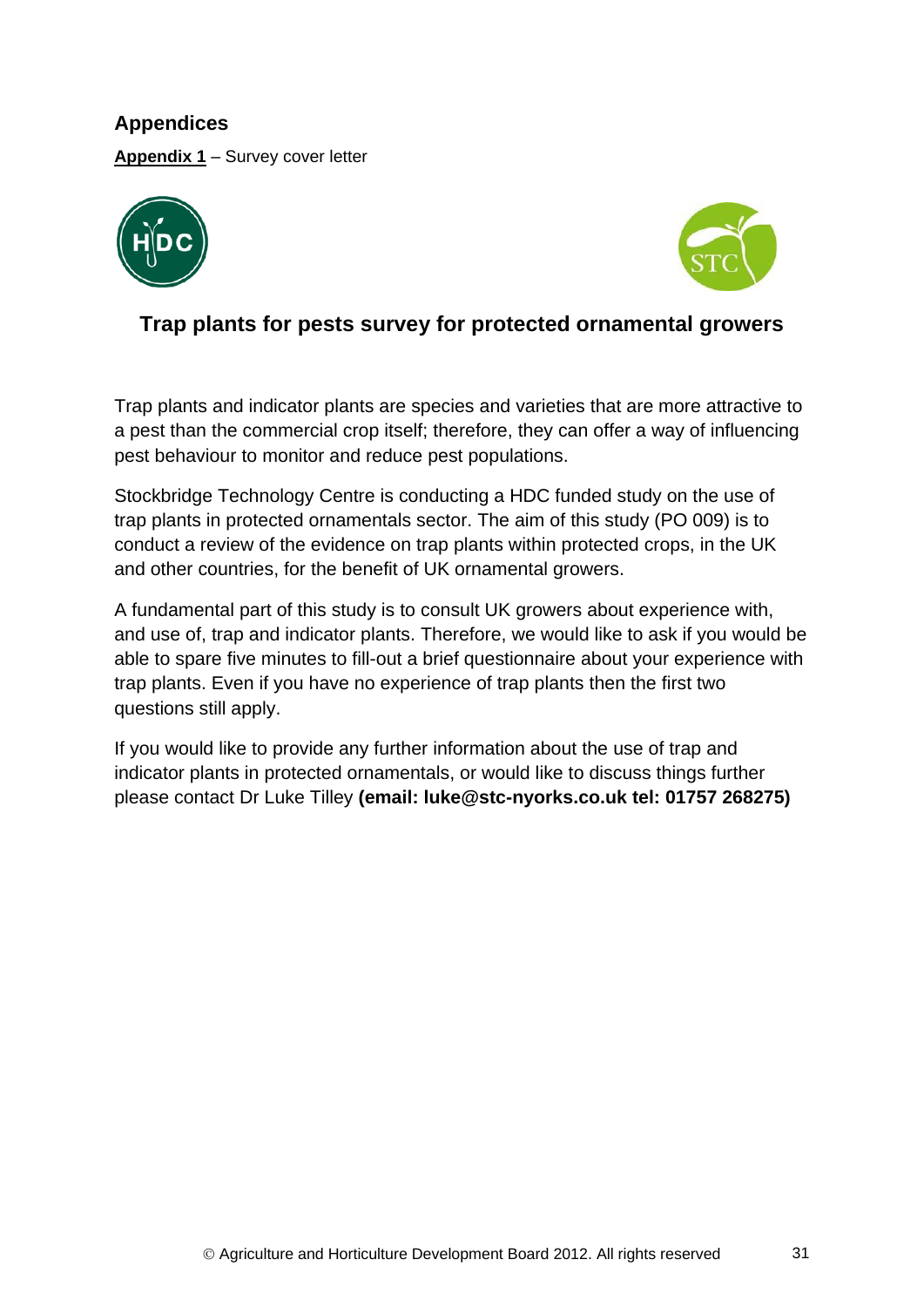## Appendices

**Appendix 1** – Survey cover letter

### Trap plants for pests survey for protected ornamental growers

Trap plants and indicator plants are species and varieties that are more attractive to a pest than the commercial crop itself; therefore, they can offer a way of influencing pest behaviour to monitor and reduce pest populations.

Stockbridge Technology Centre is conducting a HDC funded study on the use of trap plants in protected ornamentals sector. The aim of this study (PO 009) is to conduct a review of the evidence on trap plants within protected crops, in the UK and other countries, for the benefit of UK ornamental growers.

A fundamental part of this study is to consult UK growers about experience with, and use of, trap and indicator plants. Therefore, we would like to ask if you would be able to spare five minutes to fill-out a brief questionnaire about your experience with trap plants. Even if you have no experience of trap plants then the first two questions still apply.

If you would like to provide any further information about the use of trap and indicator plants in protected ornamentals, or would like to discuss things further please contact Dr Luke Tilley **(email: luke@stc-nyorks.co.uk tel: 01757 268275)**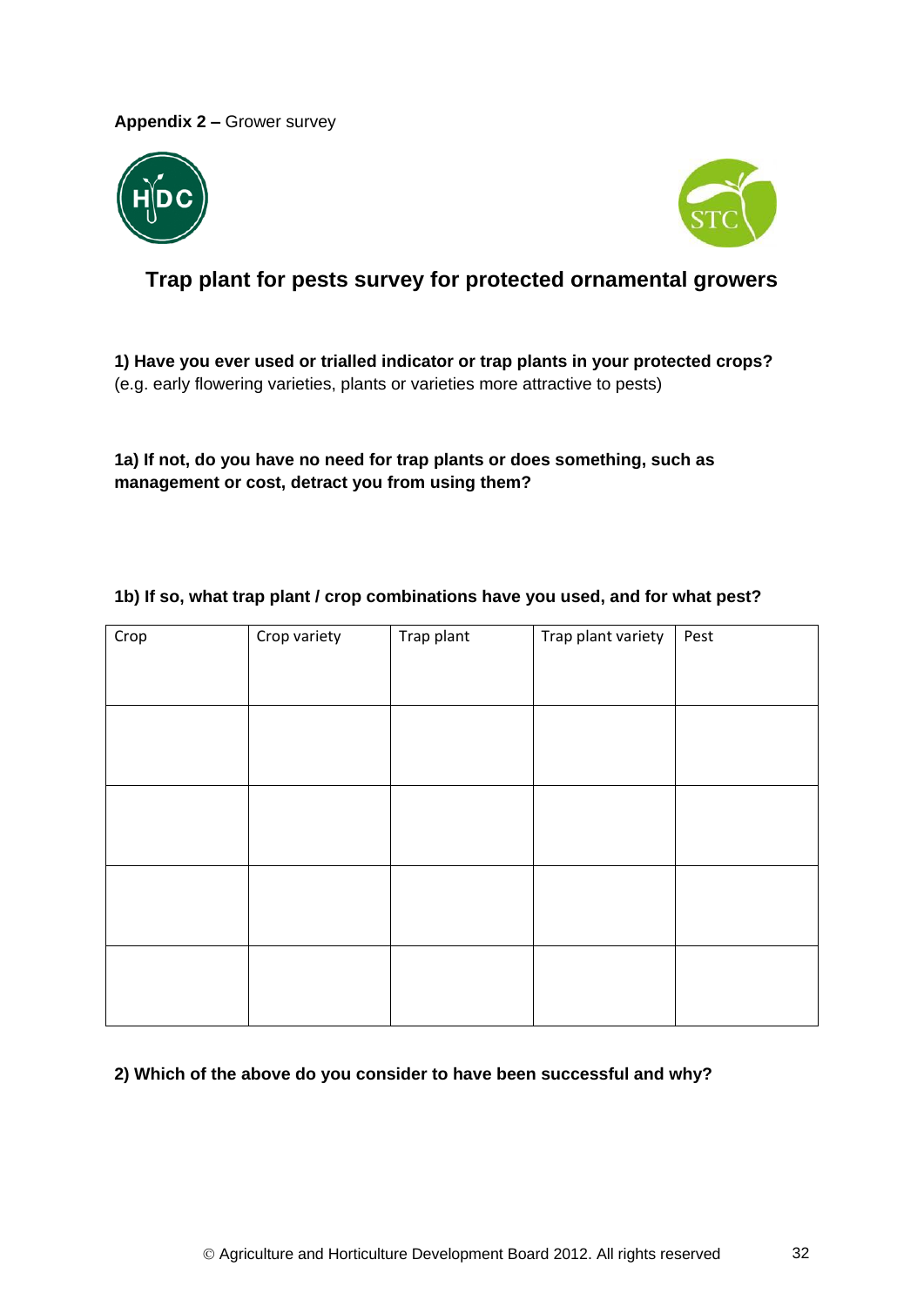**Appendix 2 –** Grower survey

## Trap plant for pests survey for protected ornamental growers

**1) Have you ever used or trialled indicator or trap plants in your protected crops?**
(e.g. early flowering varieties, plants or varieties more attractive to pests)

**1a) If not, do you have no need for trap plants or does something, such as management or cost, detract you from using them?**

**1b) If so, what trap plant / crop combinations have you used, and for what pest?**

| Crop | Crop variety | Trap plant | Trap plant variety | Pest |
|---|---|---|---|---|
| | | | | |
| | | | | |
| | | | | |
| | | | | |

**2) Which of the above do you consider to have been successful and why?**

© Agriculture and Horticulture Development Board 2012. All rights reserved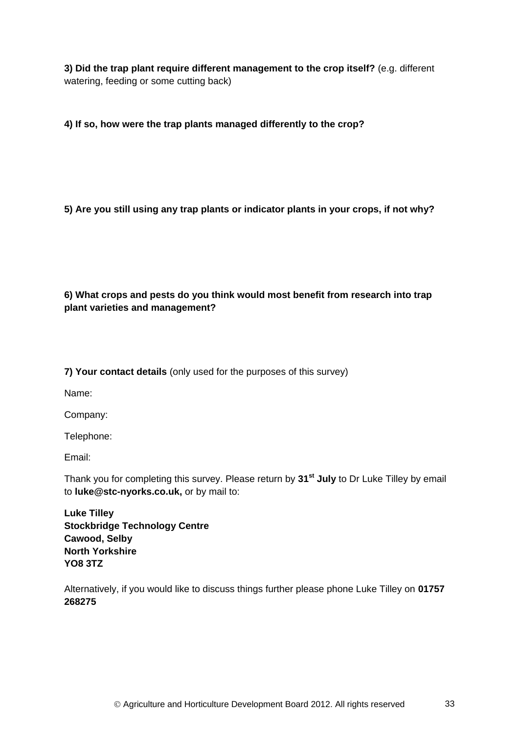**3) Did the trap plant require different management to the crop itself?** (e.g. different watering, feeding or some cutting back)

**4) If so, how were the trap plants managed differently to the crop?**

**5) Are you still using any trap plants or indicator plants in your crops, if not why?**

**6) What crops and pests do you think would most benefit from research into trap plant varieties and management?**

**7) Your contact details** (only used for the purposes of this survey)

Name:

Company:

Telephone:

Email:

Thank you for completing this survey. Please return by **31st July** to Dr Luke Tilley by email to **luke@stc-nyorks.co.uk,** or by mail to:

**Luke Tilley**
**Stockbridge Technology Centre**
**Cawood, Selby**
**North Yorkshire**
**YO8 3TZ**

Alternatively, if you would like to discuss things further please phone Luke Tilley on **01757 268275**